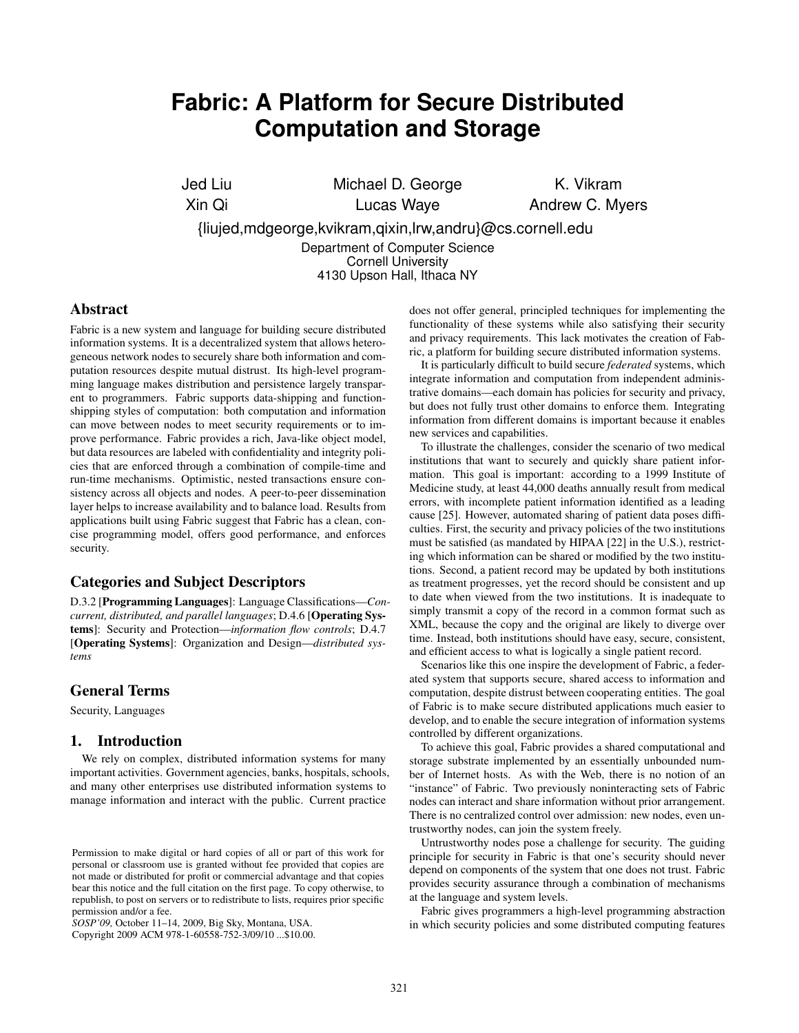# Fabric: A Platform for Secure Distributed Computation and Storage

Jed Liu, Michael D. George, K. Vikram, Xin Qi, Lucas Waye, Andrew C. Myers

{liujed,mdgeorge,kvikram,qixin,lrw,andru}@cs.cornell.edu

Department of Computer Science
Cornell University
4130 Upson Hall, Ithaca NY

## Abstract

Fabric is a new system and language for building secure distributed information systems. It is a decentralized system that allows heterogeneous network nodes to securely share both information and computation resources despite mutual distrust. Its high-level programming language makes distribution and persistence largely transparent to programmers. Fabric supports data-shipping and function-shipping styles of computation: both computation and information can move between nodes to meet security requirements or to improve performance. Fabric provides a rich, Java-like object model, but data resources are labeled with confidentiality and integrity policies that are enforced through a combination of compile-time and run-time mechanisms. Optimistic, nested transactions ensure consistency across all objects and nodes. A peer-to-peer dissemination layer helps to increase availability and to balance load. Results from applications built using Fabric suggest that Fabric has a clean, concise programming model, offers good performance, and enforces security.

## Categories and Subject Descriptors

D.3.2 [**Programming Languages**]: Language Classifications—*Concurrent, distributed, and parallel languages*; D.4.6 [**Operating Systems**]: Security and Protection—*information flow controls*; D.4.7 [**Operating Systems**]: Organization and Design—*distributed systems*

## General Terms

Security, Languages

## 1. Introduction

We rely on complex, distributed information systems for many important activities. Government agencies, banks, hospitals, schools, and many other enterprises use distributed information systems to manage information and interact with the public. Current practice does not offer general, principled techniques for implementing the functionality of these systems while also satisfying their security and privacy requirements. This lack motivates the creation of Fabric, a platform for building secure distributed information systems.

It is particularly difficult to build secure *federated* systems, which integrate information and computation from independent administrative domains—each domain has policies for security and privacy, but does not fully trust other domains to enforce them. Integrating information from different domains is important because it enables new services and capabilities.

To illustrate the challenges, consider the scenario of two medical institutions that want to securely and quickly share patient information. This goal is important: according to a 1999 Institute of Medicine study, at least 44,000 deaths annually result from medical errors, with incomplete patient information identified as a leading cause [25]. However, automated sharing of patient data poses difficulties. First, the security and privacy policies of the two institutions must be satisfied (as mandated by HIPAA [22] in the U.S.), restricting which information can be shared or modified by the two institutions. Second, a patient record may be updated by both institutions as treatment progresses, yet the record should be consistent and up to date when viewed from the two institutions. It is inadequate to simply transmit a copy of the record in a common format such as XML, because the copy and the original are likely to diverge over time. Instead, both institutions should have easy, secure, consistent, and efficient access to what is logically a single patient record.

Scenarios like this one inspire the development of Fabric, a federated system that supports secure, shared access to information and computation, despite distrust between cooperating entities. The goal of Fabric is to make secure distributed applications much easier to develop, and to enable the secure integration of information systems controlled by different organizations.

To achieve this goal, Fabric provides a shared computational and storage substrate implemented by an essentially unbounded number of Internet hosts. As with the Web, there is no notion of an "instance" of Fabric. Two previously noninteracting sets of Fabric nodes can interact and share information without prior arrangement. There is no centralized control over admission: new nodes, even untrustworthy nodes, can join the system freely.

Untrustworthy nodes pose a challenge for security. The guiding principle for security in Fabric is that one's security should never depend on components of the system that one does not trust. Fabric provides security assurance through a combination of mechanisms at the language and system levels.

Fabric gives programmers a high-level programming abstraction in which security policies and some distributed computing features

Permission to make digital or hard copies of all or part of this work for personal or classroom use is granted without fee provided that copies are not made or distributed for profit or commercial advantage and that copies bear this notice and the full citation on the first page. To copy otherwise, to republish, to post on servers or to redistribute to lists, requires prior specific permission and/or a fee.
*SOSP'09,* October 11–14, 2009, Big Sky, Montana, USA.
Copyright 2009 ACM 978-1-60558-752-3/09/10 ...$10.00.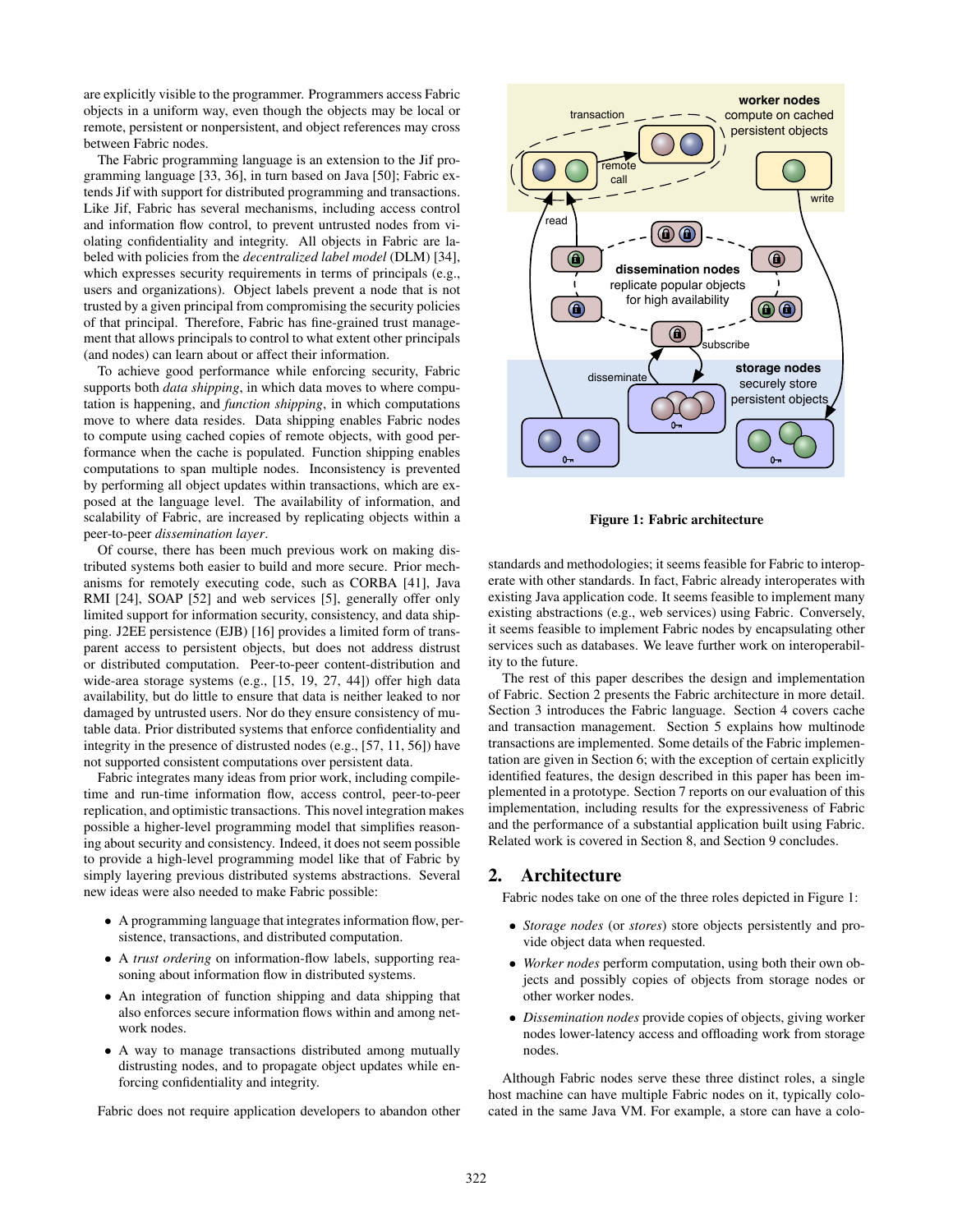are explicitly visible to the programmer. Programmers access Fabric objects in a uniform way, even though the objects may be local or remote, persistent or nonpersistent, and object references may cross between Fabric nodes.

The Fabric programming language is an extension to the Jif programming language [33, 36], in turn based on Java [50]; Fabric extends Jif with support for distributed programming and transactions. Like Jif, Fabric has several mechanisms, including access control and information flow control, to prevent untrusted nodes from violating confidentiality and integrity. All objects in Fabric are labeled with policies from the *decentralized label model* (DLM) [34], which expresses security requirements in terms of principals (e.g., users and organizations). Object labels prevent a node that is not trusted by a given principal from compromising the security policies of that principal. Therefore, Fabric has fine-grained trust management that allows principals to control to what extent other principals (and nodes) can learn about or affect their information.

To achieve good performance while enforcing security, Fabric supports both *data shipping*, in which data moves to where computation is happening, and *function shipping*, in which computations move to where data resides. Data shipping enables Fabric nodes to compute using cached copies of remote objects, with good performance when the cache is populated. Function shipping enables computations to span multiple nodes. Inconsistency is prevented by performing all object updates within transactions, which are exposed at the language level. The availability of information, and scalability of Fabric, are increased by replicating objects within a peer-to-peer *dissemination layer*.

Of course, there has been much previous work on making distributed systems both easier to build and more secure. Prior mechanisms for remotely executing code, such as CORBA [41], Java RMI [24], SOAP [52] and web services [5], generally offer only limited support for information security, consistency, and data shipping. J2EE persistence (EJB) [16] provides a limited form of transparent access to persistent objects, but does not address distrust or distributed computation. Peer-to-peer content-distribution and wide-area storage systems (e.g., [15, 19, 27, 44]) offer high data availability, but do little to ensure that data is neither leaked to nor damaged by untrusted users. Nor do they ensure consistency of mutable data. Prior distributed systems that enforce confidentiality and integrity in the presence of distrusted nodes (e.g., [57, 11, 56]) have not supported consistent computations over persistent data.

Fabric integrates many ideas from prior work, including compile-time and run-time information flow, access control, peer-to-peer replication, and optimistic transactions. This novel integration makes possible a higher-level programming model that simplifies reasoning about security and consistency. Indeed, it does not seem possible to provide a high-level programming model like that of Fabric by simply layering previous distributed systems abstractions. Several new ideas were also needed to make Fabric possible:

- A programming language that integrates information flow, persistence, transactions, and distributed computation.
- A *trust ordering* on information-flow labels, supporting reasoning about information flow in distributed systems.
- An integration of function shipping and data shipping that also enforces secure information flows within and among network nodes.
- A way to manage transactions distributed among mutually distrusting nodes, and to propagate object updates while enforcing confidentiality and integrity.

Fabric does not require application developers to abandon other standards and methodologies; it seems feasible for Fabric to interoperate with other standards. In fact, Fabric already interoperates with existing Java application code. It seems feasible to implement many existing abstractions (e.g., web services) using Fabric. Conversely, it seems feasible to implement Fabric nodes by encapsulating other services such as databases. We leave further work on interoperability to the future.

**Figure 1: Fabric architecture**

The rest of this paper describes the design and implementation of Fabric. Section 2 presents the Fabric architecture in more detail. Section 3 introduces the Fabric language. Section 4 covers cache and transaction management. Section 5 explains how multinode transactions are implemented. Some details of the Fabric implementation are given in Section 6; with the exception of certain explicitly identified features, the design described in this paper has been implemented in a prototype. Section 7 reports on our evaluation of this implementation, including results for the expressiveness of Fabric and the performance of a substantial application built using Fabric. Related work is covered in Section 8, and Section 9 concludes.

## 2. Architecture

Fabric nodes take on one of the three roles depicted in Figure 1:

- *Storage nodes* (or *stores*) store objects persistently and provide object data when requested.
- *Worker nodes* perform computation, using both their own objects and possibly copies of objects from storage nodes or other worker nodes.
- *Dissemination nodes* provide copies of objects, giving worker nodes lower-latency access and offloading work from storage nodes.

Although Fabric nodes serve these three distinct roles, a single host machine can have multiple Fabric nodes on it, typically colocated in the same Java VM. For example, a store can have a colo-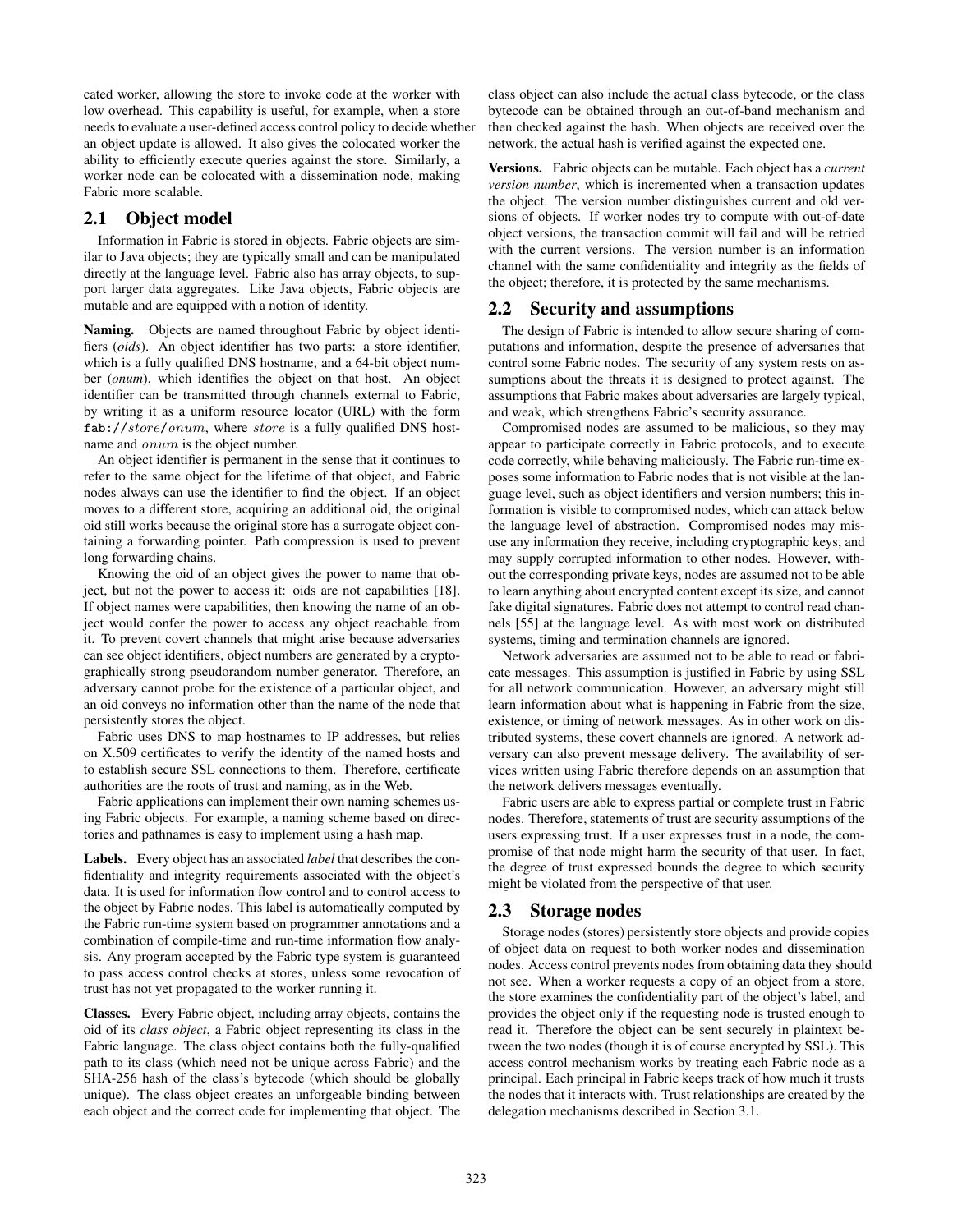cated worker, allowing the store to invoke code at the worker with low overhead. This capability is useful, for example, when a store needs to evaluate a user-defined access control policy to decide whether an object update is allowed. It also gives the colocated worker the ability to efficiently execute queries against the store. Similarly, a worker node can be colocated with a dissemination node, making Fabric more scalable.

## 2.1 Object model

Information in Fabric is stored in objects. Fabric objects are similar to Java objects; they are typically small and can be manipulated directly at the language level. Fabric also has array objects, to support larger data aggregates. Like Java objects, Fabric objects are mutable and are equipped with a notion of identity.

**Naming.** Objects are named throughout Fabric by object identifiers (*oids*). An object identifier has two parts: a store identifier, which is a fully qualified DNS hostname, and a 64-bit object number (*onum*), which identifies the object on that host. An object identifier can be transmitted through channels external to Fabric, by writing it as a uniform resource locator (URL) with the form `fab://`*store*`/`*onum*, where *store* is a fully qualified DNS hostname and *onum* is the object number.

An object identifier is permanent in the sense that it continues to refer to the same object for the lifetime of that object, and Fabric nodes always can use the identifier to find the object. If an object moves to a different store, acquiring an additional oid, the original oid still works because the original store has a surrogate object containing a forwarding pointer. Path compression is used to prevent long forwarding chains.

Knowing the oid of an object gives the power to name that object, but not the power to access it: oids are not capabilities [18]. If object names were capabilities, then knowing the name of an object would confer the power to access any object reachable from it. To prevent covert channels that might arise because adversaries can see object identifiers, object numbers are generated by a cryptographically strong pseudorandom number generator. Therefore, an adversary cannot probe for the existence of a particular object, and an oid conveys no information other than the name of the node that persistently stores the object.

Fabric uses DNS to map hostnames to IP addresses, but relies on X.509 certificates to verify the identity of the named hosts and to establish secure SSL connections to them. Therefore, certificate authorities are the roots of trust and naming, as in the Web.

Fabric applications can implement their own naming schemes using Fabric objects. For example, a naming scheme based on directories and pathnames is easy to implement using a hash map.

**Labels.** Every object has an associated *label* that describes the confidentiality and integrity requirements associated with the object's data. It is used for information flow control and to control access to the object by Fabric nodes. This label is automatically computed by the Fabric run-time system based on programmer annotations and a combination of compile-time and run-time information flow analysis. Any program accepted by the Fabric type system is guaranteed to pass access control checks at stores, unless some revocation of trust has not yet propagated to the worker running it.

**Classes.** Every Fabric object, including array objects, contains the oid of its *class object*, a Fabric object representing its class in the Fabric language. The class object contains both the fully-qualified path to its class (which need not be unique across Fabric) and the SHA-256 hash of the class's bytecode (which should be globally unique). The class object creates an unforgeable binding between each object and the correct code for implementing that object. The class object can also include the actual class bytecode, or the class bytecode can be obtained through an out-of-band mechanism and then checked against the hash. When objects are received over the network, the actual hash is verified against the expected one.

**Versions.** Fabric objects can be mutable. Each object has a *current version number*, which is incremented when a transaction updates the object. The version number distinguishes current and old versions of objects. If worker nodes try to compute with out-of-date object versions, the transaction commit will fail and will be retried with the current versions. The version number is an information channel with the same confidentiality and integrity as the fields of the object; therefore, it is protected by the same mechanisms.

## 2.2 Security and assumptions

The design of Fabric is intended to allow secure sharing of computations and information, despite the presence of adversaries that control some Fabric nodes. The security of any system rests on assumptions about the threats it is designed to protect against. The assumptions that Fabric makes about adversaries are largely typical, and weak, which strengthens Fabric's security assurance.

Compromised nodes are assumed to be malicious, so they may appear to participate correctly in Fabric protocols, and to execute code correctly, while behaving maliciously. The Fabric run-time exposes some information to Fabric nodes that is not visible at the language level, such as object identifiers and version numbers; this information is visible to compromised nodes, which can attack below the language level of abstraction. Compromised nodes may misuse any information they receive, including cryptographic keys, and may supply corrupted information to other nodes. However, without the corresponding private keys, nodes are assumed not to be able to learn anything about encrypted content except its size, and cannot fake digital signatures. Fabric does not attempt to control read channels [55] at the language level. As with most work on distributed systems, timing and termination channels are ignored.

Network adversaries are assumed not to be able to read or fabricate messages. This assumption is justified in Fabric by using SSL for all network communication. However, an adversary might still learn information about what is happening in Fabric from the size, existence, or timing of network messages. As in other work on distributed systems, these covert channels are ignored. A network adversary can also prevent message delivery. The availability of services written using Fabric therefore depends on an assumption that the network delivers messages eventually.

Fabric users are able to express partial or complete trust in Fabric nodes. Therefore, statements of trust are security assumptions of the users expressing trust. If a user expresses trust in a node, the compromise of that node might harm the security of that user. In fact, the degree of trust expressed bounds the degree to which security might be violated from the perspective of that user.

## 2.3 Storage nodes

Storage nodes (stores) persistently store objects and provide copies of object data on request to both worker nodes and dissemination nodes. Access control prevents nodes from obtaining data they should not see. When a worker requests a copy of an object from a store, the store examines the confidentiality part of the object's label, and provides the object only if the requesting node is trusted enough to read it. Therefore the object can be sent securely in plaintext between the two nodes (though it is of course encrypted by SSL). This access control mechanism works by treating each Fabric node as a principal. Each principal in Fabric keeps track of how much it trusts the nodes that it interacts with. Trust relationships are created by the delegation mechanisms described in Section 3.1.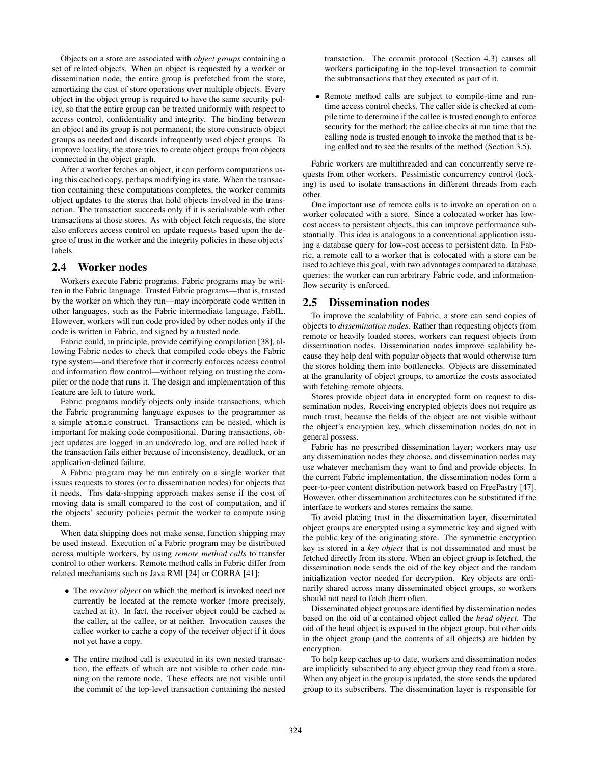Objects on a store are associated with *object groups* containing a set of related objects. When an object is requested by a worker or dissemination node, the entire group is prefetched from the store, amortizing the cost of store operations over multiple objects. Every object in the object group is required to have the same security policy, so that the entire group can be treated uniformly with respect to access control, confidentiality and integrity. The binding between an object and its group is not permanent; the store constructs object groups as needed and discards infrequently used object groups. To improve locality, the store tries to create object groups from objects connected in the object graph.

After a worker fetches an object, it can perform computations using this cached copy, perhaps modifying its state. When the transaction containing these computations completes, the worker commits object updates to the stores that hold objects involved in the transaction. The transaction succeeds only if it is serializable with other transactions at those stores. As with object fetch requests, the store also enforces access control on update requests based upon the degree of trust in the worker and the integrity policies in these objects' labels.

## 2.4 Worker nodes

Workers execute Fabric programs. Fabric programs may be written in the Fabric language. Trusted Fabric programs—that is, trusted by the worker on which they run—may incorporate code written in other languages, such as the Fabric intermediate language, FabIL. However, workers will run code provided by other nodes only if the code is written in Fabric, and signed by a trusted node.

Fabric could, in principle, provide certifying compilation [38], allowing Fabric nodes to check that compiled code obeys the Fabric type system—and therefore that it correctly enforces access control and information flow control—without relying on trusting the compiler or the node that runs it. The design and implementation of this feature are left to future work.

Fabric programs modify objects only inside transactions, which the Fabric programming language exposes to the programmer as a simple `atomic` construct. Transactions can be nested, which is important for making code compositional. During transactions, object updates are logged in an undo/redo log, and are rolled back if the transaction fails either because of inconsistency, deadlock, or an application-defined failure.

A Fabric program may be run entirely on a single worker that issues requests to stores (or to dissemination nodes) for objects that it needs. This data-shipping approach makes sense if the cost of moving data is small compared to the cost of computation, and if the objects' security policies permit the worker to compute using them.

When data shipping does not make sense, function shipping may be used instead. Execution of a Fabric program may be distributed across multiple workers, by using *remote method calls* to transfer control to other workers. Remote method calls in Fabric differ from related mechanisms such as Java RMI [24] or CORBA [41]:

- The *receiver object* on which the method is invoked need not currently be located at the remote worker (more precisely, cached at it). In fact, the receiver object could be cached at the caller, at the callee, or at neither. Invocation causes the callee worker to cache a copy of the receiver object if it does not yet have a copy.
- The entire method call is executed in its own nested transaction, the effects of which are not visible to other code running on the remote node. These effects are not visible until the commit of the top-level transaction containing the nested transaction. The commit protocol (Section 4.3) causes all workers participating in the top-level transaction to commit the subtransactions that they executed as part of it.
- Remote method calls are subject to compile-time and run-time access control checks. The caller side is checked at compile time to determine if the callee is trusted enough to enforce security for the method; the callee checks at run time that the calling node is trusted enough to invoke the method that is being called and to see the results of the method (Section 3.5).

Fabric workers are multithreaded and can concurrently serve requests from other workers. Pessimistic concurrency control (locking) is used to isolate transactions in different threads from each other.

One important use of remote calls is to invoke an operation on a worker colocated with a store. Since a colocated worker has low-cost access to persistent objects, this can improve performance substantially. This idea is analogous to a conventional application issuing a database query for low-cost access to persistent data. In Fabric, a remote call to a worker that is colocated with a store can be used to achieve this goal, with two advantages compared to database queries: the worker can run arbitrary Fabric code, and information-flow security is enforced.

## 2.5 Dissemination nodes

To improve the scalability of Fabric, a store can send copies of objects to *dissemination nodes*. Rather than requesting objects from remote or heavily loaded stores, workers can request objects from dissemination nodes. Dissemination nodes improve scalability because they help deal with popular objects that would otherwise turn the stores holding them into bottlenecks. Objects are disseminated at the granularity of object groups, to amortize the costs associated with fetching remote objects.

Stores provide object data in encrypted form on request to dissemination nodes. Receiving encrypted objects does not require as much trust, because the fields of the object are not visible without the object's encryption key, which dissemination nodes do not in general possess.

Fabric has no prescribed dissemination layer; workers may use any dissemination nodes they choose, and dissemination nodes may use whatever mechanism they want to find and provide objects. In the current Fabric implementation, the dissemination nodes form a peer-to-peer content distribution network based on FreePastry [47]. However, other dissemination architectures can be substituted if the interface to workers and stores remains the same.

To avoid placing trust in the dissemination layer, disseminated object groups are encrypted using a symmetric key and signed with the public key of the originating store. The symmetric encryption key is stored in a *key object* that is not disseminated and must be fetched directly from its store. When an object group is fetched, the dissemination node sends the oid of the key object and the random initialization vector needed for decryption. Key objects are ordinarily shared across many disseminated object groups, so workers should not need to fetch them often.

Disseminated object groups are identified by dissemination nodes based on the oid of a contained object called the *head object*. The oid of the head object is exposed in the object group, but other oids in the object group (and the contents of all objects) are hidden by encryption.

To help keep caches up to date, workers and dissemination nodes are implicitly subscribed to any object group they read from a store. When any object in the group is updated, the store sends the updated group to its subscribers. The dissemination layer is responsible for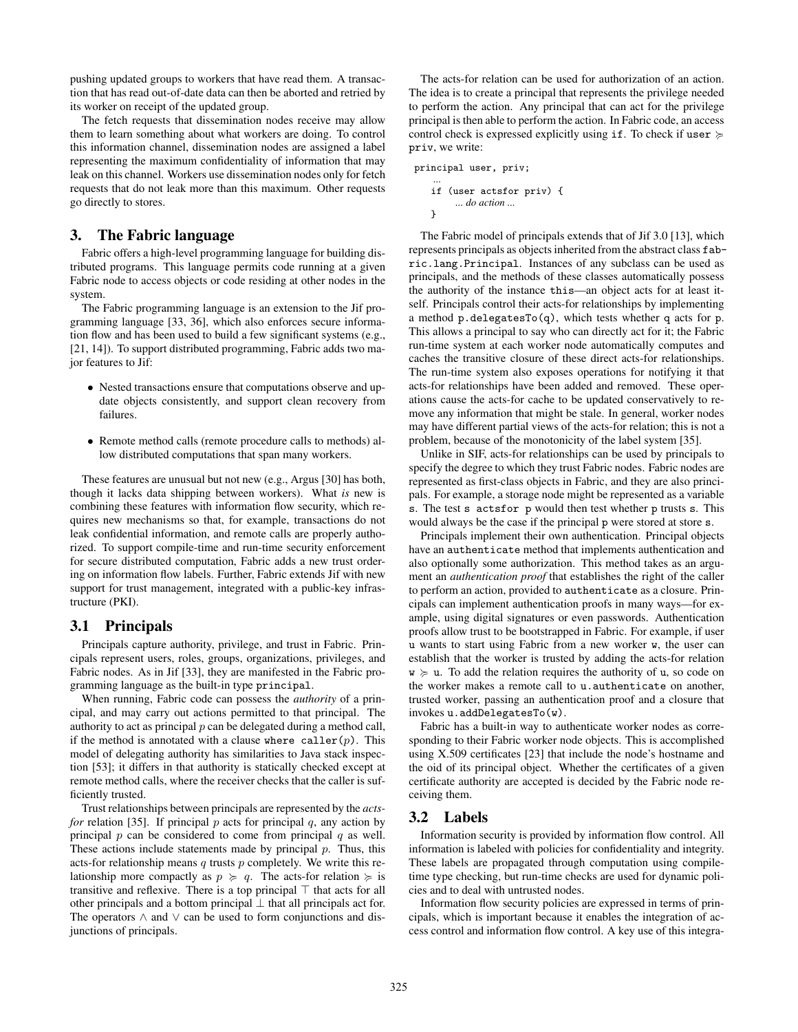pushing updated groups to workers that have read them. A transaction that has read out-of-date data can then be aborted and retried by its worker on receipt of the updated group.

The fetch requests that dissemination nodes receive may allow them to learn something about what workers are doing. To control this information channel, dissemination nodes are assigned a label representing the maximum confidentiality of information that may leak on this channel. Workers use dissemination nodes only for fetch requests that do not leak more than this maximum. Other requests go directly to stores.

## 3. The Fabric language

Fabric offers a high-level programming language for building distributed programs. This language permits code running at a given Fabric node to access objects or code residing at other nodes in the system.

The Fabric programming language is an extension to the Jif programming language [33, 36], which also enforces secure information flow and has been used to build a few significant systems (e.g., [21, 14]). To support distributed programming, Fabric adds two major features to Jif:

- Nested transactions ensure that computations observe and update objects consistently, and support clean recovery from failures.
- Remote method calls (remote procedure calls to methods) allow distributed computations that span many workers.

These features are unusual but not new (e.g., Argus [30] has both, though it lacks data shipping between workers). What *is* new is combining these features with information flow security, which requires new mechanisms so that, for example, transactions do not leak confidential information, and remote calls are properly authorized. To support compile-time and run-time security enforcement for secure distributed computation, Fabric adds a new trust ordering on information flow labels. Further, Fabric extends Jif with new support for trust management, integrated with a public-key infrastructure (PKI).

### 3.1 Principals

Principals capture authority, privilege, and trust in Fabric. Principals represent users, roles, groups, organizations, privileges, and Fabric nodes. As in Jif [33], they are manifested in the Fabric programming language as the built-in type `principal`.

When running, Fabric code can possess the *authority* of a principal, and may carry out actions permitted to that principal. The authority to act as principal $p$ can be delegated during a method call, if the method is annotated with a clause `where caller(`$p$`)`. This model of delegating authority has similarities to Java stack inspection [53]; it differs in that authority is statically checked except at remote method calls, where the receiver checks that the caller is sufficiently trusted.

Trust relationships between principals are represented by the *acts-for* relation [35]. If principal $p$ acts for principal $q$, any action by principal $p$ can be considered to come from principal $q$ as well. These actions include statements made by principal $p$. Thus, this acts-for relationship means $q$ trusts $p$ completely. We write this relationship more compactly as $p \succcurlyeq q$. The acts-for relation $\succcurlyeq$ is transitive and reflexive. There is a top principal $\top$ that acts for all other principals and a bottom principal $\bot$ that all principals act for. The operators $\wedge$ and $\vee$ can be used to form conjunctions and disjunctions of principals.

The acts-for relation can be used for authorization of an action. The idea is to create a principal that represents the privilege needed to perform the action. Any principal that can act for the privilege principal is then able to perform the action. In Fabric code, an access control check is expressed explicitly using `if`. To check if user $\succcurlyeq$ priv, we write:

```
principal user, priv;
  ...
  if (user actsfor priv) {
      ... do action ...
  }
```

The Fabric model of principals extends that of Jif 3.0 [13], which represents principals as objects inherited from the abstract class `fabric.lang.Principal`. Instances of any subclass can be used as principals, and the methods of these classes automatically possess the authority of the instance `this`—an object acts for at least itself. Principals control their acts-for relationships by implementing a method `p.delegatesTo(q)`, which tests whether `q` acts for `p`. This allows a principal to say who can directly act for it; the Fabric run-time system at each worker node automatically computes and caches the transitive closure of these direct acts-for relationships. The run-time system also exposes operations for notifying it that acts-for relationships have been added and removed. These operations cause the acts-for cache to be updated conservatively to remove any information that might be stale. In general, worker nodes may have different partial views of the acts-for relation; this is not a problem, because of the monotonicity of the label system [35].

Unlike in SIF, acts-for relationships can be used by principals to specify the degree to which they trust Fabric nodes. Fabric nodes are represented as first-class objects in Fabric, and they are also principals. For example, a storage node might be represented as a variable `s`. The test `s actsfor p` would then test whether `p` trusts `s`. This would always be the case if the principal `p` were stored at store `s`.

Principals implement their own authentication. Principal objects have an `authenticate` method that implements authentication and also optionally some authorization. This method takes as an argument an *authentication proof* that establishes the right of the caller to perform an action, provided to `authenticate` as a closure. Principals can implement authentication proofs in many ways—for example, using digital signatures or even passwords. Authentication proofs allow trust to be bootstrapped in Fabric. For example, if user `u` wants to start using Fabric from a new worker `w`, the user can establish that the worker is trusted by adding the acts-for relation `w` $\succcurlyeq$ `u`. To add the relation requires the authority of `u`, so code on the worker makes a remote call to `u.authenticate` on another, trusted worker, passing an authentication proof and a closure that invokes `u.addDelegatesTo(w)`.

Fabric has a built-in way to authenticate worker nodes as corresponding to their Fabric worker node objects. This is accomplished using X.509 certificates [23] that include the node's hostname and the oid of its principal object. Whether the certificates of a given certificate authority are accepted is decided by the Fabric node receiving them.

### 3.2 Labels

Information security is provided by information flow control. All information is labeled with policies for confidentiality and integrity. These labels are propagated through computation using compile-time type checking, but run-time checks are used for dynamic policies and to deal with untrusted nodes.

Information flow security policies are expressed in terms of principals, which is important because it enables the integration of access control and information flow control. A key use of this integra-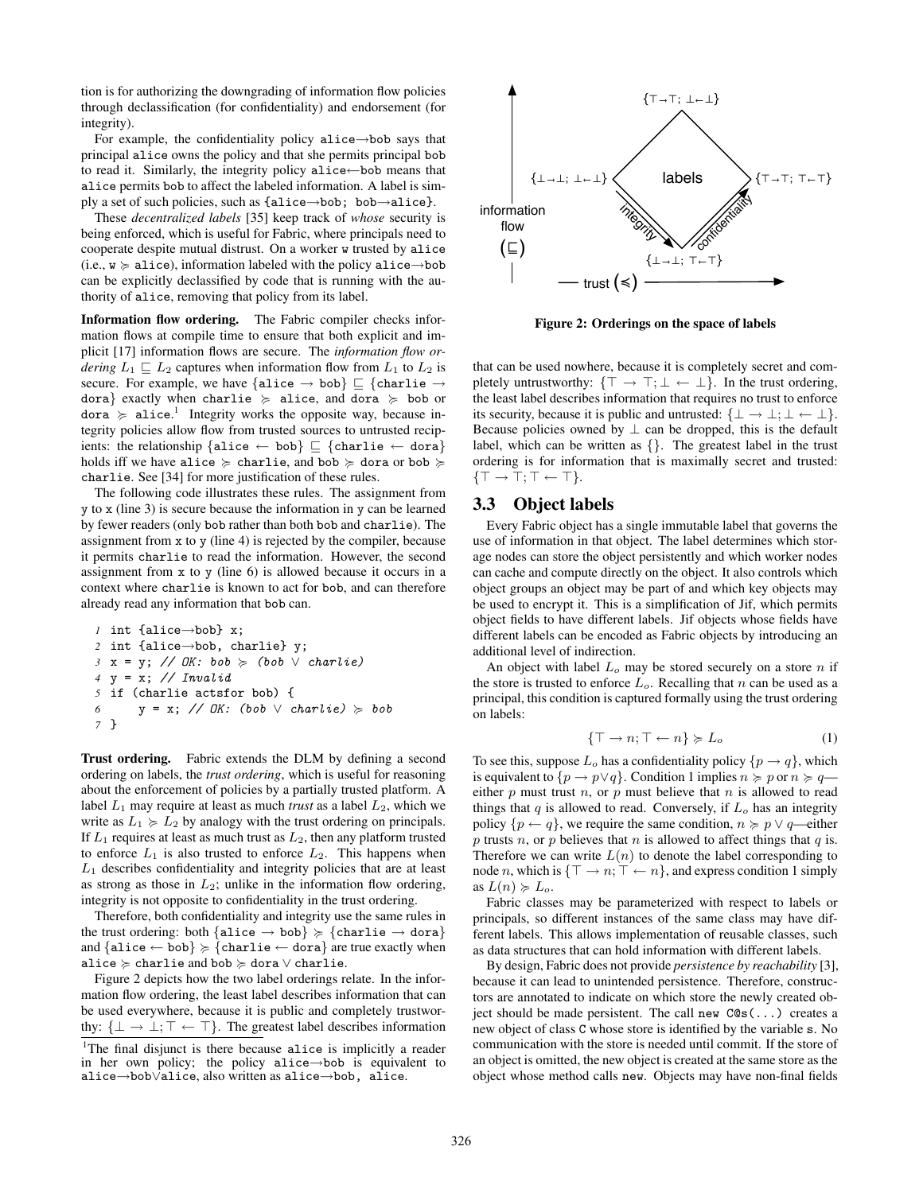tion is for authorizing the downgrading of information flow policies through declassification (for confidentiality) and endorsement (for integrity).

For example, the confidentiality policy alice→bob says that principal alice owns the policy and that she permits principal bob to read it. Similarly, the integrity policy alice←bob means that alice permits bob to affect the labeled information. A label is simply a set of such policies, such as {alice→bob; bob→alice}.

These *decentralized labels* [35] keep track of *whose* security is being enforced, which is useful for Fabric, where principals need to cooperate despite mutual distrust. On a worker w trusted by alice (i.e., w $\succcurlyeq$ alice), information labeled with the policy alice→bob can be explicitly declassified by code that is running with the authority of alice, removing that policy from its label.

**Information flow ordering.** The Fabric compiler checks information flows at compile time to ensure that both explicit and implicit [17] information flows are secure. The *information flow ordering* $L_1 \sqsubseteq L_2$ captures when information flow from $L_1$ to $L_2$ is secure. For example, we have {alice → bob} $\sqsubseteq$ {charlie → dora} exactly when charlie $\succcurlyeq$ alice, and dora $\succcurlyeq$ bob or dora $\succcurlyeq$ alice.[1] Integrity works the opposite way, because integrity policies allow flow from trusted sources to untrusted recipients: the relationship {alice ← bob} $\sqsubseteq$ {charlie ← dora} holds iff we have alice $\succcurlyeq$ charlie, and bob $\succcurlyeq$ dora or bob $\succcurlyeq$ charlie. See [34] for more justification of these rules.

The following code illustrates these rules. The assignment from y to x (line 3) is secure because the information in y can be learned by fewer readers (only bob rather than both bob and charlie). The assignment from x to y (line 4) is rejected by the compiler, because it permits charlie to read the information. However, the second assignment from x to y (line 6) is allowed because it occurs in a context where charlie is known to act for bob, and can therefore already read any information that bob can.

```
1 int {alice→bob} x;
2 int {alice→bob, charlie} y;
3 x = y; // OK: bob ≽ (bob ∨ charlie)
4 y = x; // Invalid
5 if (charlie actsfor bob) {
6     y = x; // OK: (bob ∨ charlie) ≽ bob
7 }
```

**Trust ordering.** Fabric extends the DLM by defining a second ordering on labels, the *trust ordering*, which is useful for reasoning about the enforcement of policies by a partially trusted platform. A label $L_1$ may require at least as much *trust* as a label $L_2$, which we write as $L_1 \succcurlyeq L_2$ by analogy with the trust ordering on principals. If $L_1$ requires at least as much trust as $L_2$, then any platform trusted to enforce $L_1$ is also trusted to enforce $L_2$. This happens when $L_1$ describes confidentiality and integrity policies that are at least as strong as those in $L_2$; unlike in the information flow ordering, integrity is not opposite to confidentiality in the trust ordering.

Therefore, both confidentiality and integrity use the same rules in the trust ordering: both {alice → bob} $\succcurlyeq$ {charlie → dora} and {alice ← bob} $\succcurlyeq$ {charlie ← dora} are true exactly when alice $\succcurlyeq$ charlie and bob $\succcurlyeq$ dora ∨ charlie.

Figure 2 depicts how the two label orderings relate. In the information flow ordering, the least label describes information that can be used everywhere, because it is public and completely trustworthy: $\{\bot \rightarrow \bot; \top \leftarrow \top\}$. The greatest label describes information that can be used nowhere, because it is completely secret and completely untrustworthy: $\{\top \rightarrow \top; \bot \leftarrow \bot\}$. In the trust ordering, the least label describes information that requires no trust to enforce its security, because it is public and untrusted: $\{\bot \rightarrow \bot; \bot \leftarrow \bot\}$. Because policies owned by $\bot$ can be dropped, this is the default label, which can be written as {}. The greatest label in the trust ordering is for information that is maximally secret and trusted: $\{\top \rightarrow \top; \top \leftarrow \top\}$.

**Figure 2: Orderings on the space of labels**

[1] The final disjunct is there because alice is implicitly a reader in her own policy; the policy alice→bob is equivalent to alice→bob∨alice, also written as alice→bob, alice.

## 3.3 Object labels

Every Fabric object has a single immutable label that governs the use of information in that object. The label determines which storage nodes can store the object persistently and which worker nodes can cache and compute directly on the object. It also controls which object groups an object may be part of and which key objects may be used to encrypt it. This is a simplification of Jif, which permits object fields to have different labels. Jif objects whose fields have different labels can be encoded as Fabric objects by introducing an additional level of indirection.

An object with label $L_o$ may be stored securely on a store $n$ if the store is trusted to enforce $L_o$. Recalling that $n$ can be used as a principal, this condition is captured formally using the trust ordering on labels:

$$\{\top \rightarrow n; \top \leftarrow n\} \succcurlyeq L_o \tag{1}$$

To see this, suppose $L_o$ has a confidentiality policy $\{p \rightarrow q\}$, which is equivalent to $\{p \rightarrow p \vee q\}$. Condition 1 implies $n \succcurlyeq p$ or $n \succcurlyeq q$—either $p$ must trust $n$, or $p$ must believe that $n$ is allowed to read things that $q$ is allowed to read. Conversely, if $L_o$ has an integrity policy $\{p \leftarrow q\}$, we require the same condition, $n \succcurlyeq p \vee q$—either $p$ trusts $n$, or $p$ believes that $n$ is allowed to affect things that $q$ is. Therefore we can write $L(n)$ to denote the label corresponding to node $n$, which is $\{\top \rightarrow n; \top \leftarrow n\}$, and express condition 1 simply as $L(n) \succcurlyeq L_o$.

Fabric classes may be parameterized with respect to labels or principals, so different instances of the same class may have different labels. This allows implementation of reusable classes, such as data structures that can hold information with different labels.

By design, Fabric does not provide *persistence by reachability* [3], because it can lead to unintended persistence. Therefore, constructors are annotated to indicate on which store the newly created object should be made persistent. The call new C@s(...) creates a new object of class C whose store is identified by the variable s. No communication with the store is needed until commit. If the store of an object is omitted, the new object is created at the same store as the object whose method calls new. Objects may have non-final fields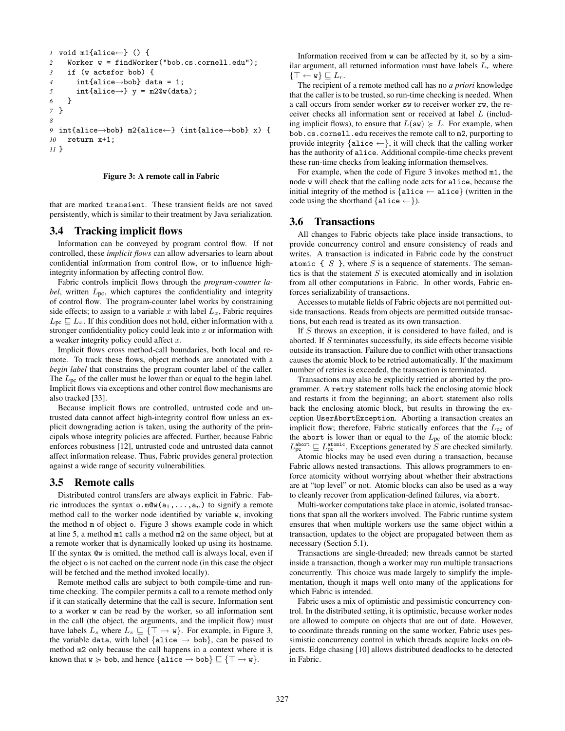```
1  void m1{alice←} () {
2    Worker w = findWorker("bob.cs.cornell.edu");
3    if (w actsfor bob) {
4      int{alice→bob} data = 1;
5      int{alice→} y = m2@w(data);
6    }
7  }
8
9  int{alice→bob} m2{alice←} (int{alice→bob} x) {
10   return x+1;
11 }
```

**Figure 3: A remote call in Fabric**

that are marked `transient`. These transient fields are not saved persistently, which is similar to their treatment by Java serialization.

## 3.4 Tracking implicit flows

Information can be conveyed by program control flow. If not controlled, these *implicit flows* can allow adversaries to learn about confidential information from control flow, or to influence high-integrity information by affecting control flow.

Fabric controls implicit flows through the *program-counter label*, written $L_{pc}$, which captures the confidentiality and integrity of control flow. The program-counter label works by constraining side effects; to assign to a variable $x$ with label $L_x$, Fabric requires $L_{pc} \sqsubseteq L_x$. If this condition does not hold, either information with a stronger confidentiality policy could leak into $x$ or information with a weaker integrity policy could affect $x$.

Implicit flows cross method-call boundaries, both local and remote. To track these flows, object methods are annotated with a *begin label* that constrains the program counter label of the caller. The $L_{pc}$ of the caller must be lower than or equal to the begin label. Implicit flows via exceptions and other control flow mechanisms are also tracked [33].

Because implicit flows are controlled, untrusted code and untrusted data cannot affect high-integrity control flow unless an explicit downgrading action is taken, using the authority of the principals whose integrity policies are affected. Further, because Fabric enforces robustness [12], untrusted code and untrusted data cannot affect information release. Thus, Fabric provides general protection against a wide range of security vulnerabilities.

## 3.5 Remote calls

Distributed control transfers are always explicit in Fabric. Fabric introduces the syntax `o.m@w(a`$_1$`,...,a`$_n$`)` to signify a remote method call to the worker node identified by variable `w`, invoking the method `m` of object `o`. Figure 3 shows example code in which at line 5, a method `m1` calls a method `m2` on the same object, but at a remote worker that is dynamically looked up using its hostname. If the syntax `@w` is omitted, the method call is always local, even if the object `o` is not cached on the current node (in this case the object will be fetched and the method invoked locally).

Remote method calls are subject to both compile-time and run-time checking. The compiler permits a call to a remote method only if it can statically determine that the call is secure. Information sent to a worker `w` can be read by the worker, so all information sent in the call (the object, the arguments, and the implicit flow) must have labels $L_s$ where $L_s \sqsubseteq \{\top \rightarrow \mathtt{w}\}$. For example, in Figure 3, the variable `data`, with label $\{\mathtt{alice} \rightarrow \mathtt{bob}\}$, can be passed to method `m2` only because the call happens in a context where it is known that $\mathtt{w} \succcurlyeq \mathtt{bob}$, and hence $\{\mathtt{alice} \rightarrow \mathtt{bob}\} \sqsubseteq \{\top \rightarrow \mathtt{w}\}$.

Information received from `w` can be affected by it, so by a similar argument, all returned information must have labels $L_r$ where $\{\top \leftarrow \mathtt{w}\} \sqsubseteq L_r$.

The recipient of a remote method call has no *a priori* knowledge that the caller is to be trusted, so run-time checking is needed. When a call occurs from sender worker `sw` to receiver worker `rw`, the receiver checks all information sent or received at label $L$ (including implicit flows), to ensure that $L(\mathtt{sw}) \succcurlyeq L$. For example, when `bob.cs.cornell.edu` receives the remote call to `m2`, purporting to provide integrity $\{\mathtt{alice} \leftarrow\}$, it will check that the calling worker has the authority of `alice`. Additional compile-time checks prevent these run-time checks from leaking information themselves.

For example, when the code of Figure 3 invokes method `m1`, the node `w` will check that the calling node acts for `alice`, because the initial integrity of the method is $\{\mathtt{alice} \leftarrow \mathtt{alice}\}$ (written in the code using the shorthand $\{\mathtt{alice} \leftarrow\}$).

## 3.6 Transactions

All changes to Fabric objects take place inside transactions, to provide concurrency control and ensure consistency of reads and writes. A transaction is indicated in Fabric code by the construct `atomic {` $S$ `}`, where $S$ is a sequence of statements. The semantics is that the statement $S$ is executed atomically and in isolation from all other computations in Fabric. In other words, Fabric enforces serializability of transactions.

Accesses to mutable fields of Fabric objects are not permitted outside transactions. Reads from objects are permitted outside transactions, but each read is treated as its own transaction.

If $S$ throws an exception, it is considered to have failed, and is aborted. If $S$ terminates successfully, its side effects become visible outside its transaction. Failure due to conflict with other transactions causes the atomic block to be retried automatically. If the maximum number of retries is exceeded, the transaction is terminated.

Transactions may also be explicitly retried or aborted by the programmer. A `retry` statement rolls back the enclosing atomic block and restarts it from the beginning; an `abort` statement also rolls back the enclosing atomic block, but results in throwing the exception `UserAbortException`. Aborting a transaction creates an implicit flow; therefore, Fabric statically enforces that the $L_{pc}$ of the `abort` is lower than or equal to the $L_{pc}$ of the atomic block: $L_{pc}^{\mathtt{abort}} \sqsubseteq L_{pc}^{\mathtt{atomic}}$. Exceptions generated by $S$ are checked similarly.

Atomic blocks may be used even during a transaction, because Fabric allows nested transactions. This allows programmers to enforce atomicity without worrying about whether their abstractions are at "top level" or not. Atomic blocks can also be used as a way to cleanly recover from application-defined failures, via `abort`.

Multi-worker computations take place in atomic, isolated transactions that span all the workers involved. The Fabric runtime system ensures that when multiple workers use the same object within a transaction, updates to the object are propagated between them as necessary (Section 5.1).

Transactions are single-threaded; new threads cannot be started inside a transaction, though a worker may run multiple transactions concurrently. This choice was made largely to simplify the implementation, though it maps well onto many of the applications for which Fabric is intended.

Fabric uses a mix of optimistic and pessimistic concurrency control. In the distributed setting, it is optimistic, because worker nodes are allowed to compute on objects that are out of date. However, to coordinate threads running on the same worker, Fabric uses pessimistic concurrency control in which threads acquire locks on objects. Edge chasing [10] allows distributed deadlocks to be detected in Fabric.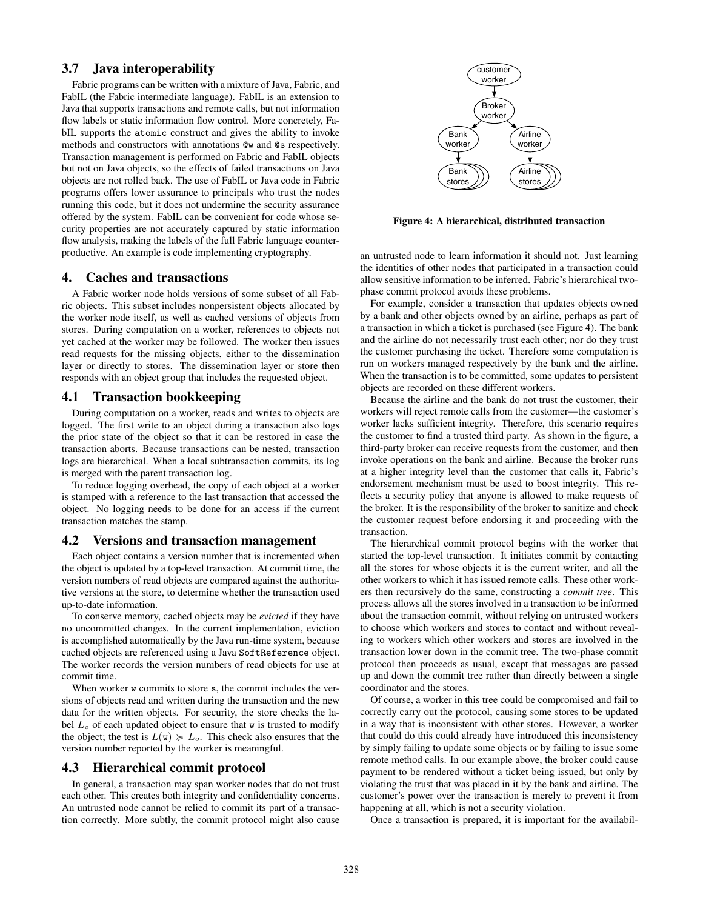### 3.7 Java interoperability

Fabric programs can be written with a mixture of Java, Fabric, and FabIL (the Fabric intermediate language). FabIL is an extension to Java that supports transactions and remote calls, but not information flow labels or static information flow control. More concretely, FabIL supports the `atomic` construct and gives the ability to invoke methods and constructors with annotations `@w` and `@s` respectively. Transaction management is performed on Fabric and FabIL objects but not on Java objects, so the effects of failed transactions on Java objects are not rolled back. The use of FabIL or Java code in Fabric programs offers lower assurance to principals who trust the nodes running this code, but it does not undermine the security assurance offered by the system. FabIL can be convenient for code whose security properties are not accurately captured by static information flow analysis, making the labels of the full Fabric language counterproductive. An example is code implementing cryptography.

## 4. Caches and transactions

A Fabric worker node holds versions of some subset of all Fabric objects. This subset includes nonpersistent objects allocated by the worker node itself, as well as cached versions of objects from stores. During computation on a worker, references to objects not yet cached at the worker may be followed. The worker then issues read requests for the missing objects, either to the dissemination layer or directly to stores. The dissemination layer or store then responds with an object group that includes the requested object.

### 4.1 Transaction bookkeeping

During computation on a worker, reads and writes to objects are logged. The first write to an object during a transaction also logs the prior state of the object so that it can be restored in case the transaction aborts. Because transactions can be nested, transaction logs are hierarchical. When a local subtransaction commits, its log is merged with the parent transaction log.

To reduce logging overhead, the copy of each object at a worker is stamped with a reference to the last transaction that accessed the object. No logging needs to be done for an access if the current transaction matches the stamp.

### 4.2 Versions and transaction management

Each object contains a version number that is incremented when the object is updated by a top-level transaction. At commit time, the version numbers of read objects are compared against the authoritative versions at the store, to determine whether the transaction used up-to-date information.

To conserve memory, cached objects may be *evicted* if they have no uncommitted changes. In the current implementation, eviction is accomplished automatically by the Java run-time system, because cached objects are referenced using a Java `SoftReference` object. The worker records the version numbers of read objects for use at commit time.

When worker `w` commits to store `s`, the commit includes the versions of objects read and written during the transaction and the new data for the written objects. For security, the store checks the label $L_o$ of each updated object to ensure that `w` is trusted to modify the object; the test is $L(\mathtt{w}) \succcurlyeq L_o$. This check also ensures that the version number reported by the worker is meaningful.

### 4.3 Hierarchical commit protocol

In general, a transaction may span worker nodes that do not trust each other. This creates both integrity and confidentiality concerns. An untrusted node cannot be relied to commit its part of a transaction correctly. More subtly, the commit protocol might also cause an untrusted node to learn information it should not. Just learning the identities of other nodes that participated in a transaction could allow sensitive information to be inferred. Fabric's hierarchical two-phase commit protocol avoids these problems.

**Figure 4: A hierarchical, distributed transaction**

For example, consider a transaction that updates objects owned by a bank and other objects owned by an airline, perhaps as part of a transaction in which a ticket is purchased (see Figure 4). The bank and the airline do not necessarily trust each other; nor do they trust the customer purchasing the ticket. Therefore some computation is run on workers managed respectively by the bank and the airline. When the transaction is to be committed, some updates to persistent objects are recorded on these different workers.

Because the airline and the bank do not trust the customer, their workers will reject remote calls from the customer—the customer's worker lacks sufficient integrity. Therefore, this scenario requires the customer to find a trusted third party. As shown in the figure, a third-party broker can receive requests from the customer, and then invoke operations on the bank and airline. Because the broker runs at a higher integrity level than the customer that calls it, Fabric's endorsement mechanism must be used to boost integrity. This reflects a security policy that anyone is allowed to make requests of the broker. It is the responsibility of the broker to sanitize and check the customer request before endorsing it and proceeding with the transaction.

The hierarchical commit protocol begins with the worker that started the top-level transaction. It initiates commit by contacting all the stores for whose objects it is the current writer, and all the other workers to which it has issued remote calls. These other workers then recursively do the same, constructing a *commit tree*. This process allows all the stores involved in a transaction to be informed about the transaction commit, without relying on untrusted workers to choose which workers and stores to contact and without revealing to workers which other workers and stores are involved in the transaction lower down in the commit tree. The two-phase commit protocol then proceeds as usual, except that messages are passed up and down the commit tree rather than directly between a single coordinator and the stores.

Of course, a worker in this tree could be compromised and fail to correctly carry out the protocol, causing some stores to be updated in a way that is inconsistent with other stores. However, a worker that could do this could already have introduced this inconsistency by simply failing to update some objects or by failing to issue some remote method calls. In our example above, the broker could cause payment to be rendered without a ticket being issued, but only by violating the trust that was placed in it by the bank and airline. The customer's power over the transaction is merely to prevent it from happening at all, which is not a security violation.

Once a transaction is prepared, it is important for the availabil-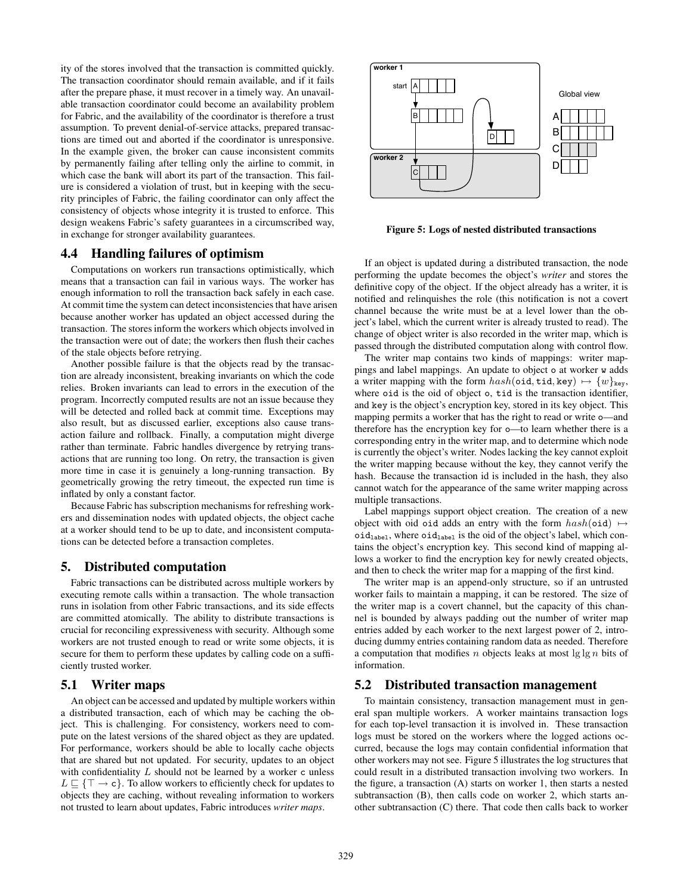ity of the stores involved that the transaction is committed quickly. The transaction coordinator should remain available, and if it fails after the prepare phase, it must recover in a timely way. An unavailable transaction coordinator could become an availability problem for Fabric, and the availability of the coordinator is therefore a trust assumption. To prevent denial-of-service attacks, prepared transactions are timed out and aborted if the coordinator is unresponsive. In the example given, the broker can cause inconsistent commits by permanently failing after telling only the airline to commit, in which case the bank will abort its part of the transaction. This failure is considered a violation of trust, but in keeping with the security principles of Fabric, the failing coordinator can only affect the consistency of objects whose integrity it is trusted to enforce. This design weakens Fabric's safety guarantees in a circumscribed way, in exchange for stronger availability guarantees.

## 4.4 Handling failures of optimism

Computations on workers run transactions optimistically, which means that a transaction can fail in various ways. The worker has enough information to roll the transaction back safely in each case. At commit time the system can detect inconsistencies that have arisen because another worker has updated an object accessed during the transaction. The stores inform the workers which objects involved in the transaction were out of date; the workers then flush their caches of the stale objects before retrying.

Another possible failure is that the objects read by the transaction are already inconsistent, breaking invariants on which the code relies. Broken invariants can lead to errors in the execution of the program. Incorrectly computed results are not an issue because they will be detected and rolled back at commit time. Exceptions may also result, but as discussed earlier, exceptions also cause transaction failure and rollback. Finally, a computation might diverge rather than terminate. Fabric handles divergence by retrying transactions that are running too long. On retry, the transaction is given more time in case it is genuinely a long-running transaction. By geometrically growing the retry timeout, the expected run time is inflated by only a constant factor.

Because Fabric has subscription mechanisms for refreshing workers and dissemination nodes with updated objects, the object cache at a worker should tend to be up to date, and inconsistent computations can be detected before a transaction completes.

# 5. Distributed computation

Fabric transactions can be distributed across multiple workers by executing remote calls within a transaction. The whole transaction runs in isolation from other Fabric transactions, and its side effects are committed atomically. The ability to distribute transactions is crucial for reconciling expressiveness with security. Although some workers are not trusted enough to read or write some objects, it is secure for them to perform these updates by calling code on a sufficiently trusted worker.

## 5.1 Writer maps

An object can be accessed and updated by multiple workers within a distributed transaction, each of which may be caching the object. This is challenging. For consistency, workers need to compute on the latest versions of the shared object as they are updated. For performance, workers should be able to locally cache objects that are shared but not updated. For security, updates to an object with confidentiality $L$ should not be learned by a worker c unless $L \sqsubseteq \{\top \rightarrow \texttt{c}\}$. To allow workers to efficiently check for updates to objects they are caching, without revealing information to workers not trusted to learn about updates, Fabric introduces *writer maps*.

**Figure 5: Logs of nested distributed transactions**

If an object is updated during a distributed transaction, the node performing the update becomes the object's *writer* and stores the definitive copy of the object. If the object already has a writer, it is notified and relinquishes the role (this notification is not a covert channel because the write must be at a level lower than the object's label, which the current writer is already trusted to read). The change of object writer is also recorded in the writer map, which is passed through the distributed computation along with control flow.

The writer map contains two kinds of mappings: writer mappings and label mappings. An update to object o at worker w adds a writer mapping with the form $hash(\texttt{oid}, \texttt{tid}, \texttt{key}) \mapsto \{w\}_{\texttt{key}}$, where oid is the oid of object o, tid is the transaction identifier, and key is the object's encryption key, stored in its key object. This mapping permits a worker that has the right to read or write o—and therefore has the encryption key for o—to learn whether there is a corresponding entry in the writer map, and to determine which node is currently the object's writer. Nodes lacking the key cannot exploit the writer mapping because without the key, they cannot verify the hash. Because the transaction id is included in the hash, they also cannot watch for the appearance of the same writer mapping across multiple transactions.

Label mappings support object creation. The creation of a new object with oid oid adds an entry with the form $hash(\texttt{oid}) \mapsto \texttt{oid}_{\texttt{label}}$, where $\texttt{oid}_{\texttt{label}}$ is the oid of the object's label, which contains the object's encryption key. This second kind of mapping allows a worker to find the encryption key for newly created objects, and then to check the writer map for a mapping of the first kind.

The writer map is an append-only structure, so if an untrusted worker fails to maintain a mapping, it can be restored. The size of the writer map is a covert channel, but the capacity of this channel is bounded by always padding out the number of writer map entries added by each worker to the next largest power of 2, introducing dummy entries containing random data as needed. Therefore a computation that modifies $n$ objects leaks at most $\lg \lg n$ bits of information.

## 5.2 Distributed transaction management

To maintain consistency, transaction management must in general span multiple workers. A worker maintains transaction logs for each top-level transaction it is involved in. These transaction logs must be stored on the workers where the logged actions occurred, because the logs may contain confidential information that other workers may not see. Figure 5 illustrates the log structures that could result in a distributed transaction involving two workers. In the figure, a transaction (A) starts on worker 1, then starts a nested subtransaction (B), then calls code on worker 2, which starts another subtransaction (C) there. That code then calls back to worker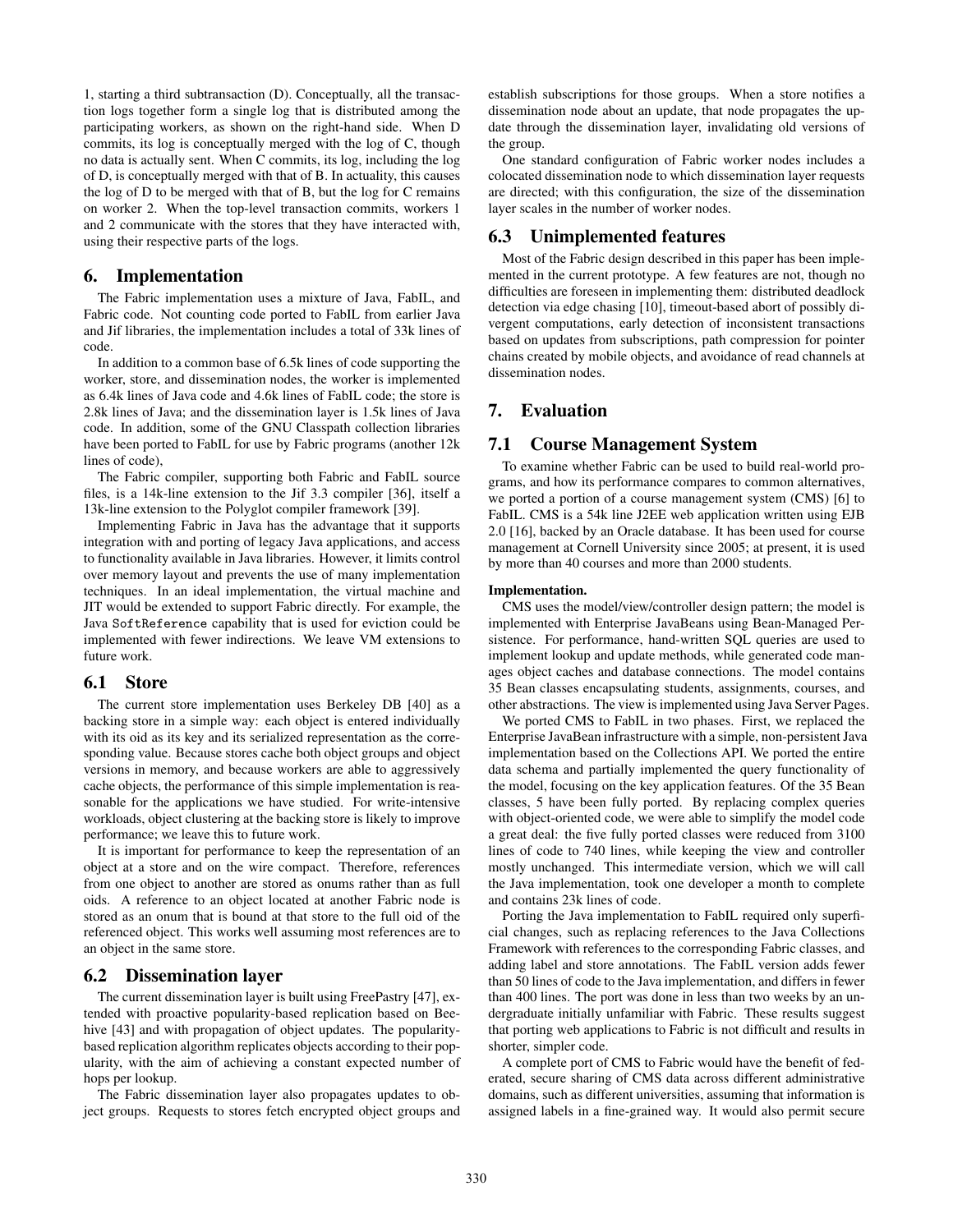1, starting a third subtransaction (D). Conceptually, all the transaction logs together form a single log that is distributed among the participating workers, as shown on the right-hand side. When D commits, its log is conceptually merged with the log of C, though no data is actually sent. When C commits, its log, including the log of D, is conceptually merged with that of B. In actuality, this causes the log of D to be merged with that of B, but the log for C remains on worker 2. When the top-level transaction commits, workers 1 and 2 communicate with the stores that they have interacted with, using their respective parts of the logs.

## 6. Implementation

The Fabric implementation uses a mixture of Java, FabIL, and Fabric code. Not counting code ported to FabIL from earlier Java and Jif libraries, the implementation includes a total of 33k lines of code.

In addition to a common base of 6.5k lines of code supporting the worker, store, and dissemination nodes, the worker is implemented as 6.4k lines of Java code and 4.6k lines of FabIL code; the store is 2.8k lines of Java; and the dissemination layer is 1.5k lines of Java code. In addition, some of the GNU Classpath collection libraries have been ported to FabIL for use by Fabric programs (another 12k lines of code),

The Fabric compiler, supporting both Fabric and FabIL source files, is a 14k-line extension to the Jif 3.3 compiler [36], itself a 13k-line extension to the Polyglot compiler framework [39].

Implementing Fabric in Java has the advantage that it supports integration with and porting of legacy Java applications, and access to functionality available in Java libraries. However, it limits control over memory layout and prevents the use of many implementation techniques. In an ideal implementation, the virtual machine and JIT would be extended to support Fabric directly. For example, the Java `SoftReference` capability that is used for eviction could be implemented with fewer indirections. We leave VM extensions to future work.

### 6.1 Store

The current store implementation uses Berkeley DB [40] as a backing store in a simple way: each object is entered individually with its oid as its key and its serialized representation as the corresponding value. Because stores cache both object groups and object versions in memory, and because workers are able to aggressively cache objects, the performance of this simple implementation is reasonable for the applications we have studied. For write-intensive workloads, object clustering at the backing store is likely to improve performance; we leave this to future work.

It is important for performance to keep the representation of an object at a store and on the wire compact. Therefore, references from one object to another are stored as onums rather than as full oids. A reference to an object located at another Fabric node is stored as an onum that is bound at that store to the full oid of the referenced object. This works well assuming most references are to an object in the same store.

### 6.2 Dissemination layer

The current dissemination layer is built using FreePastry [47], extended with proactive popularity-based replication based on Beehive [43] and with propagation of object updates. The popularity-based replication algorithm replicates objects according to their popularity, with the aim of achieving a constant expected number of hops per lookup.

The Fabric dissemination layer also propagates updates to object groups. Requests to stores fetch encrypted object groups and establish subscriptions for those groups. When a store notifies a dissemination node about an update, that node propagates the update through the dissemination layer, invalidating old versions of the group.

One standard configuration of Fabric worker nodes includes a colocated dissemination node to which dissemination layer requests are directed; with this configuration, the size of the dissemination layer scales in the number of worker nodes.

### 6.3 Unimplemented features

Most of the Fabric design described in this paper has been implemented in the current prototype. A few features are not, though no difficulties are foreseen in implementing them: distributed deadlock detection via edge chasing [10], timeout-based abort of possibly divergent computations, early detection of inconsistent transactions based on updates from subscriptions, path compression for pointer chains created by mobile objects, and avoidance of read channels at dissemination nodes.

## 7. Evaluation

### 7.1 Course Management System

To examine whether Fabric can be used to build real-world programs, and how its performance compares to common alternatives, we ported a portion of a course management system (CMS) [6] to FabIL. CMS is a 54k line J2EE web application written using EJB 2.0 [16], backed by an Oracle database. It has been used for course management at Cornell University since 2005; at present, it is used by more than 40 courses and more than 2000 students.

**Implementation.**

CMS uses the model/view/controller design pattern; the model is implemented with Enterprise JavaBeans using Bean-Managed Persistence. For performance, hand-written SQL queries are used to implement lookup and update methods, while generated code manages object caches and database connections. The model contains 35 Bean classes encapsulating students, assignments, courses, and other abstractions. The view is implemented using Java Server Pages.

We ported CMS to FabIL in two phases. First, we replaced the Enterprise JavaBean infrastructure with a simple, non-persistent Java implementation based on the Collections API. We ported the entire data schema and partially implemented the query functionality of the model, focusing on the key application features. Of the 35 Bean classes, 5 have been fully ported. By replacing complex queries with object-oriented code, we were able to simplify the model code a great deal: the five fully ported classes were reduced from 3100 lines of code to 740 lines, while keeping the view and controller mostly unchanged. This intermediate version, which we will call the Java implementation, took one developer a month to complete and contains 23k lines of code.

Porting the Java implementation to FabIL required only superficial changes, such as replacing references to the Java Collections Framework with references to the corresponding Fabric classes, and adding label and store annotations. The FabIL version adds fewer than 50 lines of code to the Java implementation, and differs in fewer than 400 lines. The port was done in less than two weeks by an undergraduate initially unfamiliar with Fabric. These results suggest that porting web applications to Fabric is not difficult and results in shorter, simpler code.

A complete port of CMS to Fabric would have the benefit of federated, secure sharing of CMS data across different administrative domains, such as different universities, assuming that information is assigned labels in a fine-grained way. It would also permit secure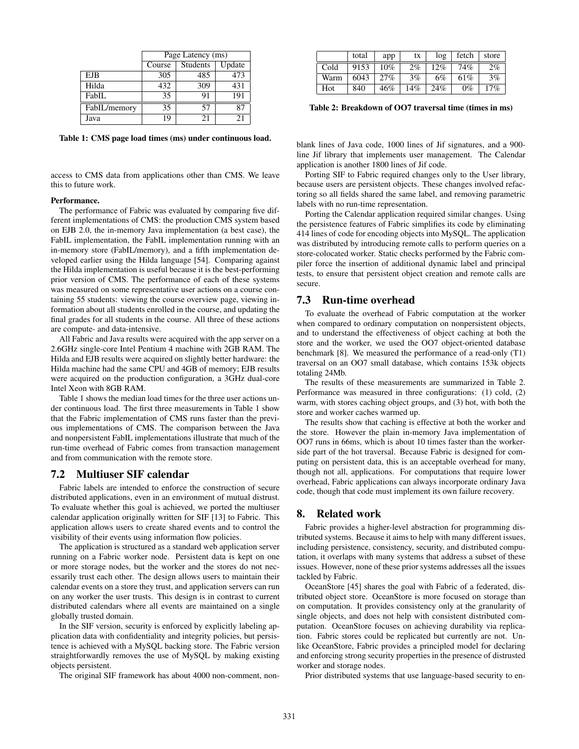| | Page Latency (ms) | | |
|---|---|---|---|
| | Course | Students | Update |
| EJB | 305 | 485 | 473 |
| Hilda | 432 | 309 | 431 |
| FabIL | 35 | 91 | 191 |
| FabIL/memory | 35 | 57 | 87 |
| Java | 19 | 21 | 21 |

**Table 1: CMS page load times (ms) under continuous load.**

access to CMS data from applications other than CMS. We leave this to future work.

**Performance.**

The performance of Fabric was evaluated by comparing five different implementations of CMS: the production CMS system based on EJB 2.0, the in-memory Java implementation (a best case), the FabIL implementation, the FabIL implementation running with an in-memory store (FabIL/memory), and a fifth implementation developed earlier using the Hilda language [54]. Comparing against the Hilda implementation is useful because it is the best-performing prior version of CMS. The performance of each of these systems was measured on some representative user actions on a course containing 55 students: viewing the course overview page, viewing information about all students enrolled in the course, and updating the final grades for all students in the course. All three of these actions are compute- and data-intensive.

All Fabric and Java results were acquired with the app server on a 2.6GHz single-core Intel Pentium 4 machine with 2GB RAM. The Hilda and EJB results were acquired on slightly better hardware: the Hilda machine had the same CPU and 4GB of memory; EJB results were acquired on the production configuration, a 3GHz dual-core Intel Xeon with 8GB RAM.

Table 1 shows the median load times for the three user actions under continuous load. The first three measurements in Table 1 show that the Fabric implementation of CMS runs faster than the previous implementations of CMS. The comparison between the Java and nonpersistent FabIL implementations illustrate that much of the run-time overhead of Fabric comes from transaction management and from communication with the remote store.

## 7.2 Multiuser SIF calendar

Fabric labels are intended to enforce the construction of secure distributed applications, even in an environment of mutual distrust. To evaluate whether this goal is achieved, we ported the multiuser calendar application originally written for SIF [13] to Fabric. This application allows users to create shared events and to control the visibility of their events using information flow policies.

The application is structured as a standard web application server running on a Fabric worker node. Persistent data is kept on one or more storage nodes, but the worker and the stores do not necessarily trust each other. The design allows users to maintain their calendar events on a store they trust, and application servers can run on any worker the user trusts. This design is in contrast to current distributed calendars where all events are maintained on a single globally trusted domain.

In the SIF version, security is enforced by explicitly labeling application data with confidentiality and integrity policies, but persistence is achieved with a MySQL backing store. The Fabric version straightforwardly removes the use of MySQL by making existing objects persistent.

The original SIF framework has about 4000 non-comment, non-blank lines of Java code, 1000 lines of Jif signatures, and a 900-line Jif library that implements user management. The Calendar application is another 1800 lines of Jif code.

Porting SIF to Fabric required changes only to the User library, because users are persistent objects. These changes involved refactoring so all fields shared the same label, and removing parametric labels with no run-time representation.

Porting the Calendar application required similar changes. Using the persistence features of Fabric simplifies its code by eliminating 414 lines of code for encoding objects into MySQL. The application was distributed by introducing remote calls to perform queries on a store-colocated worker. Static checks performed by the Fabric compiler force the insertion of additional dynamic label and principal tests, to ensure that persistent object creation and remote calls are secure.

| | total | app | tx | log | fetch | store |
|---|---|---|---|---|---|---|
| Cold | 9153 | 10% | 2% | 12% | 74% | 2% |
| Warm | 6043 | 27% | 3% | 6% | 61% | 3% |
| Hot | 840 | 46% | 14% | 24% | 0% | 17% |

**Table 2: Breakdown of OO7 traversal time (times in ms)**

## 7.3 Run-time overhead

To evaluate the overhead of Fabric computation at the worker when compared to ordinary computation on nonpersistent objects, and to understand the effectiveness of object caching at both the store and the worker, we used the OO7 object-oriented database benchmark [8]. We measured the performance of a read-only (T1) traversal on an OO7 small database, which contains 153k objects totaling 24Mb.

The results of these measurements are summarized in Table 2. Performance was measured in three configurations: (1) cold, (2) warm, with stores caching object groups, and (3) hot, with both the store and worker caches warmed up.

The results show that caching is effective at both the worker and the store. However the plain in-memory Java implementation of OO7 runs in 66ms, which is about 10 times faster than the worker-side part of the hot traversal. Because Fabric is designed for computing on persistent data, this is an acceptable overhead for many, though not all, applications. For computations that require lower overhead, Fabric applications can always incorporate ordinary Java code, though that code must implement its own failure recovery.

# 8. Related work

Fabric provides a higher-level abstraction for programming distributed systems. Because it aims to help with many different issues, including persistence, consistency, security, and distributed computation, it overlaps with many systems that address a subset of these issues. However, none of these prior systems addresses all the issues tackled by Fabric.

OceanStore [45] shares the goal with Fabric of a federated, distributed object store. OceanStore is more focused on storage than on computation. It provides consistency only at the granularity of single objects, and does not help with consistent distributed computation. OceanStore focuses on achieving durability via replication. Fabric stores could be replicated but currently are not. Unlike OceanStore, Fabric provides a principled model for declaring and enforcing strong security properties in the presence of distrusted worker and storage nodes.

Prior distributed systems that use language-based security to en-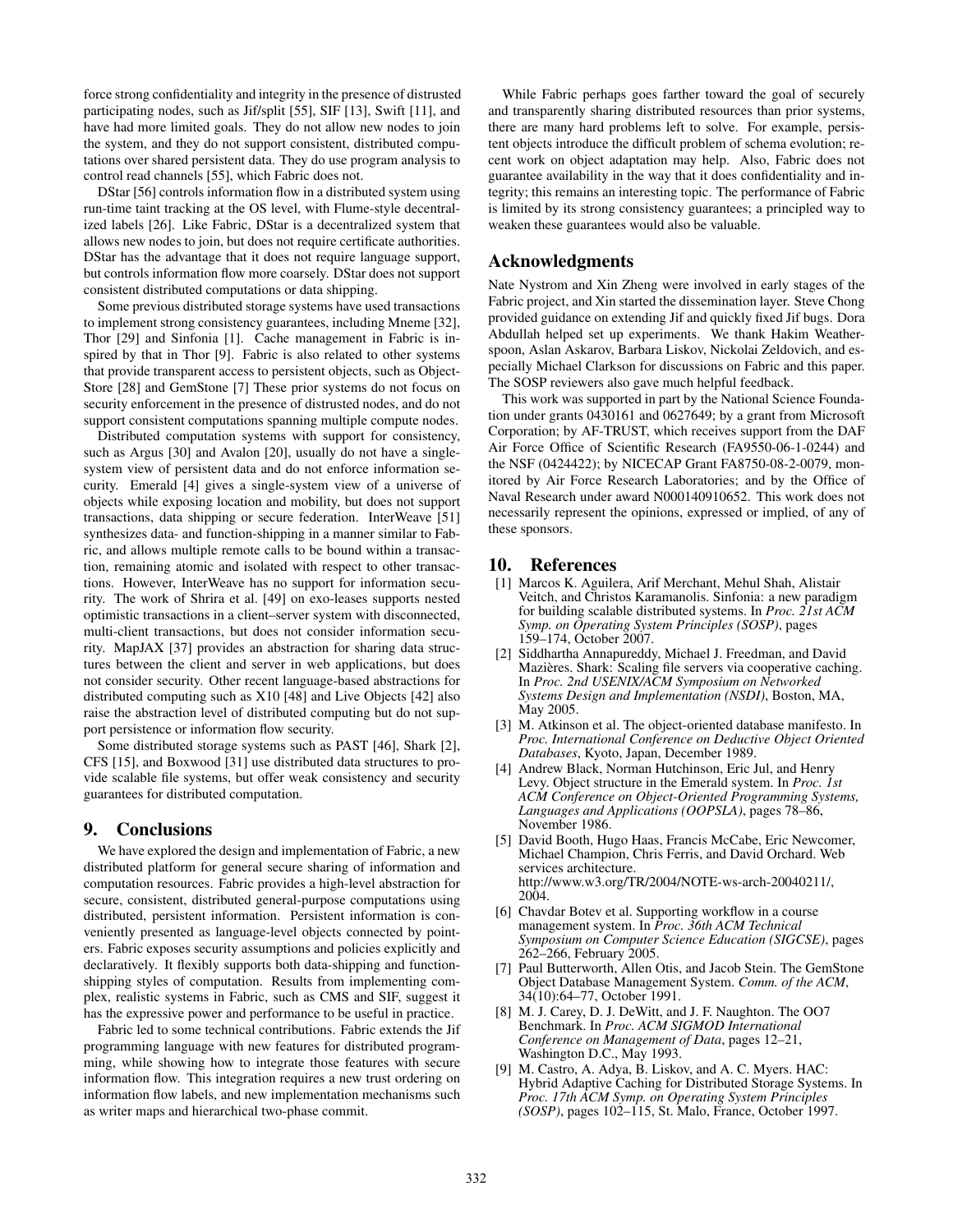force strong confidentiality and integrity in the presence of distrusted participating nodes, such as Jif/split [55], SIF [13], Swift [11], and have had more limited goals. They do not allow new nodes to join the system, and they do not support consistent, distributed computations over shared persistent data. They do use program analysis to control read channels [55], which Fabric does not.

DStar [56] controls information flow in a distributed system using run-time taint tracking at the OS level, with Flume-style decentralized labels [26]. Like Fabric, DStar is a decentralized system that allows new nodes to join, but does not require certificate authorities. DStar has the advantage that it does not require language support, but controls information flow more coarsely. DStar does not support consistent distributed computations or data shipping.

Some previous distributed storage systems have used transactions to implement strong consistency guarantees, including Mneme [32], Thor [29] and Sinfonia [1]. Cache management in Fabric is inspired by that in Thor [9]. Fabric is also related to other systems that provide transparent access to persistent objects, such as ObjectStore [28] and GemStone [7] These prior systems do not focus on security enforcement in the presence of distrusted nodes, and do not support consistent computations spanning multiple compute nodes.

Distributed computation systems with support for consistency, such as Argus [30] and Avalon [20], usually do not have a single-system view of persistent data and do not enforce information security. Emerald [4] gives a single-system view of a universe of objects while exposing location and mobility, but does not support transactions, data shipping or secure federation. InterWeave [51] synthesizes data- and function-shipping in a manner similar to Fabric, and allows multiple remote calls to be bound within a transaction, remaining atomic and isolated with respect to other transactions. However, InterWeave has no support for information security. The work of Shrira et al. [49] on exo-leases supports nested optimistic transactions in a client–server system with disconnected, multi-client transactions, but does not consider information security. MapJAX [37] provides an abstraction for sharing data structures between the client and server in web applications, but does not consider security. Other recent language-based abstractions for distributed computing such as X10 [48] and Live Objects [42] also raise the abstraction level of distributed computing but do not support persistence or information flow security.

Some distributed storage systems such as PAST [46], Shark [2], CFS [15], and Boxwood [31] use distributed data structures to provide scalable file systems, but offer weak consistency and security guarantees for distributed computation.

## 9. Conclusions

We have explored the design and implementation of Fabric, a new distributed platform for general secure sharing of information and computation resources. Fabric provides a high-level abstraction for secure, consistent, distributed general-purpose computations using distributed, persistent information. Persistent information is conveniently presented as language-level objects connected by pointers. Fabric exposes security assumptions and policies explicitly and declaratively. It flexibly supports both data-shipping and function-shipping styles of computation. Results from implementing complex, realistic systems in Fabric, such as CMS and SIF, suggest it has the expressive power and performance to be useful in practice.

Fabric led to some technical contributions. Fabric extends the Jif programming language with new features for distributed programming, while showing how to integrate those features with secure information flow. This integration requires a new trust ordering on information flow labels, and new implementation mechanisms such as writer maps and hierarchical two-phase commit.

While Fabric perhaps goes farther toward the goal of securely and transparently sharing distributed resources than prior systems, there are many hard problems left to solve. For example, persistent objects introduce the difficult problem of schema evolution; recent work on object adaptation may help. Also, Fabric does not guarantee availability in the way that it does confidentiality and integrity; this remains an interesting topic. The performance of Fabric is limited by its strong consistency guarantees; a principled way to weaken these guarantees would also be valuable.

## Acknowledgments

Nate Nystrom and Xin Zheng were involved in early stages of the Fabric project, and Xin started the dissemination layer. Steve Chong provided guidance on extending Jif and quickly fixed Jif bugs. Dora Abdullah helped set up experiments. We thank Hakim Weatherspoon, Aslan Askarov, Barbara Liskov, Nickolai Zeldovich, and especially Michael Clarkson for discussions on Fabric and this paper. The SOSP reviewers also gave much helpful feedback.

This work was supported in part by the National Science Foundation under grants 0430161 and 0627649; by a grant from Microsoft Corporation; by AF-TRUST, which receives support from the DAF Air Force Office of Scientific Research (FA9550-06-1-0244) and the NSF (0424422); by NICECAP Grant FA8750-08-2-0079, monitored by Air Force Research Laboratories; and by the Office of Naval Research under award N000140910652. This work does not necessarily represent the opinions, expressed or implied, of any of these sponsors.

## 10. References

[1] Marcos K. Aguilera, Arif Merchant, Mehul Shah, Alistair Veitch, and Christos Karamanolis. Sinfonia: a new paradigm for building scalable distributed systems. In *Proc. 21st ACM Symp. on Operating System Principles (SOSP)*, pages 159–174, October 2007.

[2] Siddhartha Annapureddy, Michael J. Freedman, and David Mazières. Shark: Scaling file servers via cooperative caching. In *Proc. 2nd USENIX/ACM Symposium on Networked Systems Design and Implementation (NSDI)*, Boston, MA, May 2005.

[3] M. Atkinson et al. The object-oriented database manifesto. In *Proc. International Conference on Deductive Object Oriented Databases*, Kyoto, Japan, December 1989.

[4] Andrew Black, Norman Hutchinson, Eric Jul, and Henry Levy. Object structure in the Emerald system. In *Proc. 1st ACM Conference on Object-Oriented Programming Systems, Languages and Applications (OOPSLA)*, pages 78–86, November 1986.

[5] David Booth, Hugo Haas, Francis McCabe, Eric Newcomer, Michael Champion, Chris Ferris, and David Orchard. Web services architecture. http://www.w3.org/TR/2004/NOTE-ws-arch-20040211/, 2004.

[6] Chavdar Botev et al. Supporting workflow in a course management system. In *Proc. 36th ACM Technical Symposium on Computer Science Education (SIGCSE)*, pages 262–266, February 2005.

[7] Paul Butterworth, Allen Otis, and Jacob Stein. The GemStone Object Database Management System. *Comm. of the ACM*, 34(10):64–77, October 1991.

[8] M. J. Carey, D. J. DeWitt, and J. F. Naughton. The OO7 Benchmark. In *Proc. ACM SIGMOD International Conference on Management of Data*, pages 12–21, Washington D.C., May 1993.

[9] M. Castro, A. Adya, B. Liskov, and A. C. Myers. HAC: Hybrid Adaptive Caching for Distributed Storage Systems. In *Proc. 17th ACM Symp. on Operating System Principles (SOSP)*, pages 102–115, St. Malo, France, October 1997.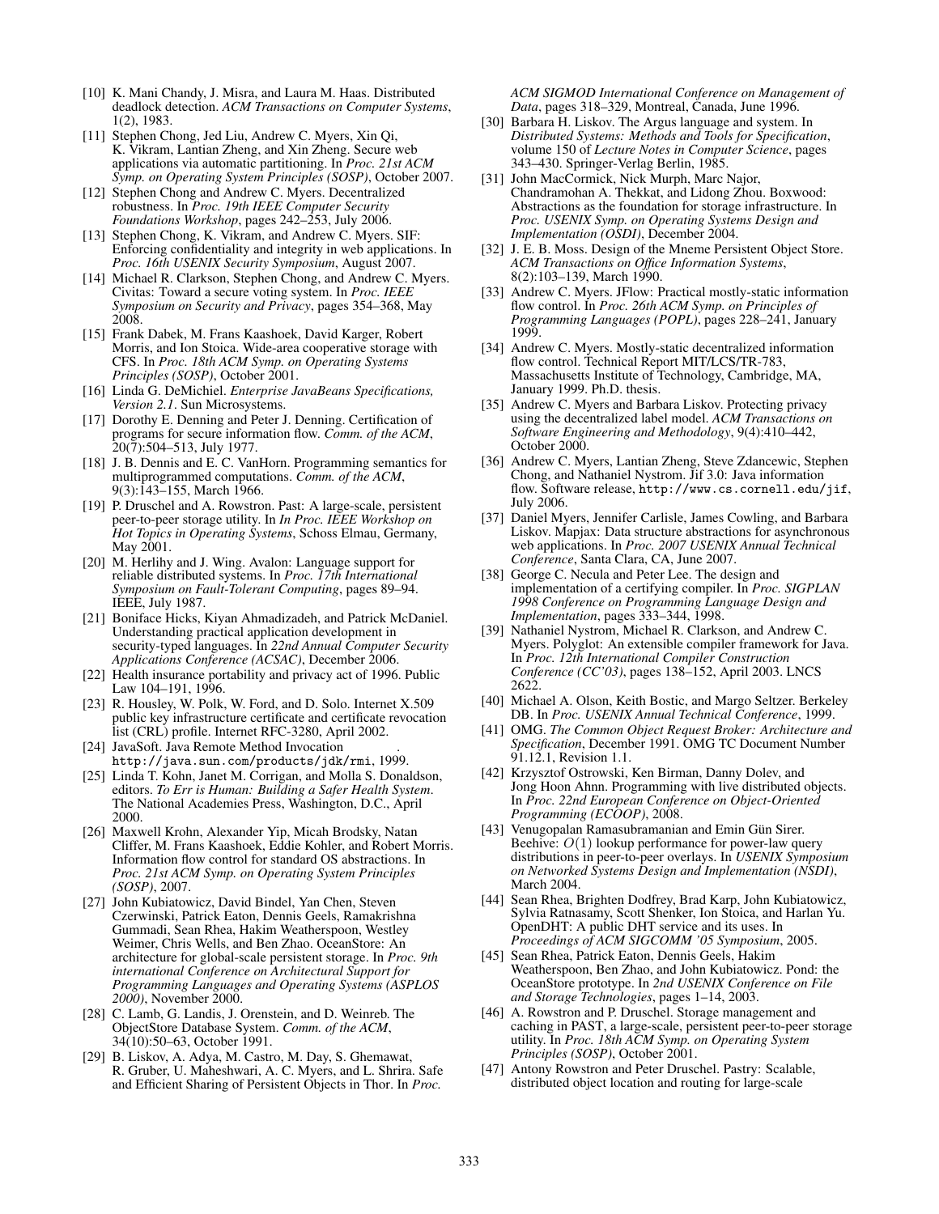[10] K. Mani Chandy, J. Misra, and Laura M. Haas. Distributed deadlock detection. *ACM Transactions on Computer Systems*, 1(2), 1983.

[11] Stephen Chong, Jed Liu, Andrew C. Myers, Xin Qi, K. Vikram, Lantian Zheng, and Xin Zheng. Secure web applications via automatic partitioning. In *Proc. 21st ACM Symp. on Operating System Principles (SOSP)*, October 2007.

[12] Stephen Chong and Andrew C. Myers. Decentralized robustness. In *Proc. 19th IEEE Computer Security Foundations Workshop*, pages 242–253, July 2006.

[13] Stephen Chong, K. Vikram, and Andrew C. Myers. SIF: Enforcing confidentiality and integrity in web applications. In *Proc. 16th USENIX Security Symposium*, August 2007.

[14] Michael R. Clarkson, Stephen Chong, and Andrew C. Myers. Civitas: Toward a secure voting system. In *Proc. IEEE Symposium on Security and Privacy*, pages 354–368, May 2008.

[15] Frank Dabek, M. Frans Kaashoek, David Karger, Robert Morris, and Ion Stoica. Wide-area cooperative storage with CFS. In *Proc. 18th ACM Symp. on Operating Systems Principles (SOSP)*, October 2001.

[16] Linda G. DeMichiel. *Enterprise JavaBeans Specifications, Version 2.1*. Sun Microsystems.

[17] Dorothy E. Denning and Peter J. Denning. Certification of programs for secure information flow. *Comm. of the ACM*, 20(7):504–513, July 1977.

[18] J. B. Dennis and E. C. VanHorn. Programming semantics for multiprogrammed computations. *Comm. of the ACM*, 9(3):143–155, March 1966.

[19] P. Druschel and A. Rowstron. Past: A large-scale, persistent peer-to-peer storage utility. In *In Proc. IEEE Workshop on Hot Topics in Operating Systems*, Schoss Elmau, Germany, May 2001.

[20] M. Herlihy and J. Wing. Avalon: Language support for reliable distributed systems. In *Proc. 17th International Symposium on Fault-Tolerant Computing*, pages 89–94. IEEE, July 1987.

[21] Boniface Hicks, Kiyan Ahmadizadeh, and Patrick McDaniel. Understanding practical application development in security-typed languages. In *22nd Annual Computer Security Applications Conference (ACSAC)*, December 2006.

[22] Health insurance portability and privacy act of 1996. Public Law 104–191, 1996.

[23] R. Housley, W. Polk, W. Ford, and D. Solo. Internet X.509 public key infrastructure certificate and certificate revocation list (CRL) profile. Internet RFC-3280, April 2002.

[24] JavaSoft. Java Remote Method Invocation . `http://java.sun.com/products/jdk/rmi`, 1999.

[25] Linda T. Kohn, Janet M. Corrigan, and Molla S. Donaldson, editors. *To Err is Human: Building a Safer Health System*. The National Academies Press, Washington, D.C., April 2000.

[26] Maxwell Krohn, Alexander Yip, Micah Brodsky, Natan Cliffer, M. Frans Kaashoek, Eddie Kohler, and Robert Morris. Information flow control for standard OS abstractions. In *Proc. 21st ACM Symp. on Operating System Principles (SOSP)*, 2007.

[27] John Kubiatowicz, David Bindel, Yan Chen, Steven Czerwinski, Patrick Eaton, Dennis Geels, Ramakrishna Gummadi, Sean Rhea, Hakim Weatherspoon, Westley Weimer, Chris Wells, and Ben Zhao. OceanStore: An architecture for global-scale persistent storage. In *Proc. 9th international Conference on Architectural Support for Programming Languages and Operating Systems (ASPLOS 2000)*, November 2000.

[28] C. Lamb, G. Landis, J. Orenstein, and D. Weinreb. The ObjectStore Database System. *Comm. of the ACM*, 34(10):50–63, October 1991.

[29] B. Liskov, A. Adya, M. Castro, M. Day, S. Ghemawat, R. Gruber, U. Maheshwari, A. C. Myers, and L. Shrira. Safe and Efficient Sharing of Persistent Objects in Thor. In *Proc. ACM SIGMOD International Conference on Management of Data*, pages 318–329, Montreal, Canada, June 1996.

[30] Barbara H. Liskov. The Argus language and system. In *Distributed Systems: Methods and Tools for Specification*, volume 150 of *Lecture Notes in Computer Science*, pages 343–430. Springer-Verlag Berlin, 1985.

[31] John MacCormick, Nick Murph, Marc Najor, Chandramohan A. Thekkat, and Lidong Zhou. Boxwood: Abstractions as the foundation for storage infrastructure. In *Proc. USENIX Symp. on Operating Systems Design and Implementation (OSDI)*, December 2004.

[32] J. E. B. Moss. Design of the Mneme Persistent Object Store. *ACM Transactions on Office Information Systems*, 8(2):103–139, March 1990.

[33] Andrew C. Myers. JFlow: Practical mostly-static information flow control. In *Proc. 26th ACM Symp. on Principles of Programming Languages (POPL)*, pages 228–241, January 1999.

[34] Andrew C. Myers. Mostly-static decentralized information flow control. Technical Report MIT/LCS/TR-783, Massachusetts Institute of Technology, Cambridge, MA, January 1999. Ph.D. thesis.

[35] Andrew C. Myers and Barbara Liskov. Protecting privacy using the decentralized label model. *ACM Transactions on Software Engineering and Methodology*, 9(4):410–442, October 2000.

[36] Andrew C. Myers, Lantian Zheng, Steve Zdancewic, Stephen Chong, and Nathaniel Nystrom. Jif 3.0: Java information flow. Software release, `http://www.cs.cornell.edu/jif`, July 2006.

[37] Daniel Myers, Jennifer Carlisle, James Cowling, and Barbara Liskov. Mapjax: Data structure abstractions for asynchronous web applications. In *Proc. 2007 USENIX Annual Technical Conference*, Santa Clara, CA, June 2007.

[38] George C. Necula and Peter Lee. The design and implementation of a certifying compiler. In *Proc. SIGPLAN 1998 Conference on Programming Language Design and Implementation*, pages 333–344, 1998.

[39] Nathaniel Nystrom, Michael R. Clarkson, and Andrew C. Myers. Polyglot: An extensible compiler framework for Java. In *Proc. 12th International Compiler Construction Conference (CC'03)*, pages 138–152, April 2003. LNCS 2622.

[40] Michael A. Olson, Keith Bostic, and Margo Seltzer. Berkeley DB. In *Proc. USENIX Annual Technical Conference*, 1999.

[41] OMG. *The Common Object Request Broker: Architecture and Specification*, December 1991. OMG TC Document Number 91.12.1, Revision 1.1.

[42] Krzysztof Ostrowski, Ken Birman, Danny Dolev, and Jong Hoon Ahnn. Programming with live distributed objects. In *Proc. 22nd European Conference on Object-Oriented Programming (ECOOP)*, 2008.

[43] Venugopalan Ramasubramanian and Emin Gün Sirer. Beehive: $O(1)$ lookup performance for power-law query distributions in peer-to-peer overlays. In *USENIX Symposium on Networked Systems Design and Implementation (NSDI)*, March 2004.

[44] Sean Rhea, Brighten Dodfrey, Brad Karp, John Kubiatowicz, Sylvia Ratnasamy, Scott Shenker, Ion Stoica, and Harlan Yu. OpenDHT: A public DHT service and its uses. In *Proceedings of ACM SIGCOMM '05 Symposium*, 2005.

[45] Sean Rhea, Patrick Eaton, Dennis Geels, Hakim Weatherspoon, Ben Zhao, and John Kubiatowicz. Pond: the OceanStore prototype. In *2nd USENIX Conference on File and Storage Technologies*, pages 1–14, 2003.

[46] A. Rowstron and P. Druschel. Storage management and caching in PAST, a large-scale, persistent peer-to-peer storage utility. In *Proc. 18th ACM Symp. on Operating System Principles (SOSP)*, October 2001.

[47] Antony Rowstron and Peter Druschel. Pastry: Scalable, distributed object location and routing for large-scale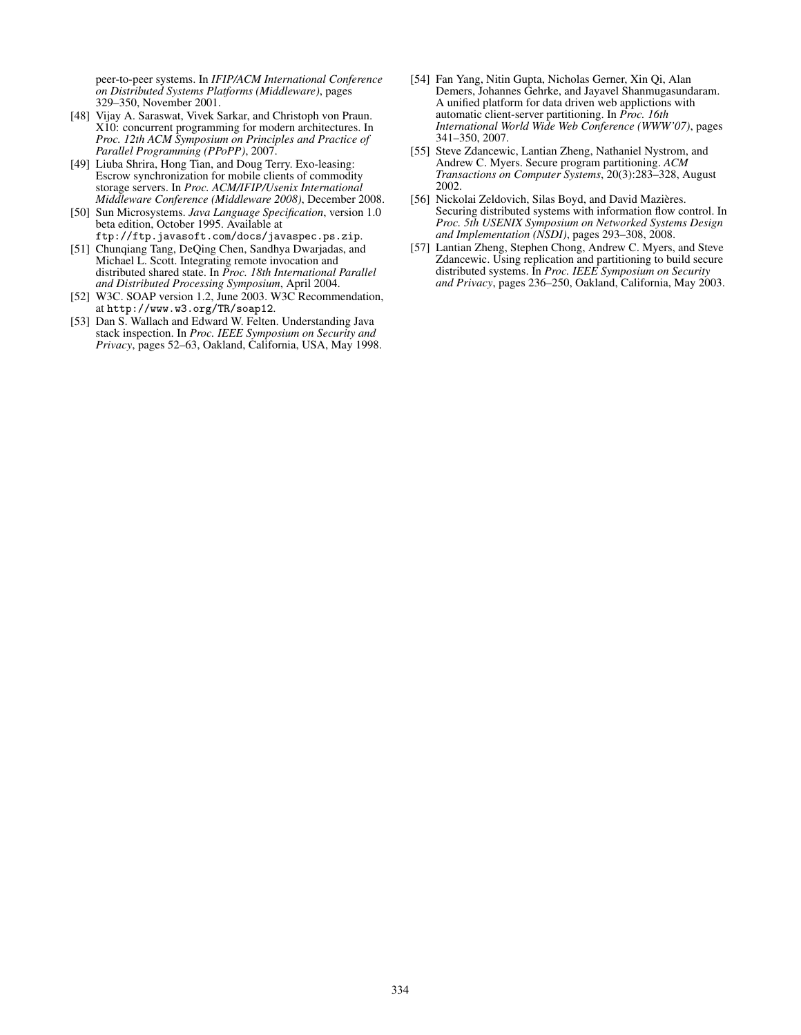peer-to-peer systems. In *IFIP/ACM International Conference on Distributed Systems Platforms (Middleware)*, pages 329–350, November 2001.

[48] Vijay A. Saraswat, Vivek Sarkar, and Christoph von Praun. X10: concurrent programming for modern architectures. In *Proc. 12th ACM Symposium on Principles and Practice of Parallel Programming (PPoPP)*, 2007.

[49] Liuba Shrira, Hong Tian, and Doug Terry. Exo-leasing: Escrow synchronization for mobile clients of commodity storage servers. In *Proc. ACM/IFIP/Usenix International Middleware Conference (Middleware 2008)*, December 2008.

[50] Sun Microsystems. *Java Language Specification*, version 1.0 beta edition, October 1995. Available at `ftp://ftp.javasoft.com/docs/javaspec.ps.zip`.

[51] Chunqiang Tang, DeQing Chen, Sandhya Dwarjadas, and Michael L. Scott. Integrating remote invocation and distributed shared state. In *Proc. 18th International Parallel and Distributed Processing Symposium*, April 2004.

[52] W3C. SOAP version 1.2, June 2003. W3C Recommendation, at `http://www.w3.org/TR/soap12`.

[53] Dan S. Wallach and Edward W. Felten. Understanding Java stack inspection. In *Proc. IEEE Symposium on Security and Privacy*, pages 52–63, Oakland, California, USA, May 1998.

[54] Fan Yang, Nitin Gupta, Nicholas Gerner, Xin Qi, Alan Demers, Johannes Gehrke, and Jayavel Shanmugasundaram. A unified platform for data driven web applictions with automatic client-server partitioning. In *Proc. 16th International World Wide Web Conference (WWW'07)*, pages 341–350, 2007.

[55] Steve Zdancewic, Lantian Zheng, Nathaniel Nystrom, and Andrew C. Myers. Secure program partitioning. *ACM Transactions on Computer Systems*, 20(3):283–328, August 2002.

[56] Nickolai Zeldovich, Silas Boyd, and David Mazières. Securing distributed systems with information flow control. In *Proc. 5th USENIX Symposium on Networked Systems Design and Implementation (NSDI)*, pages 293–308, 2008.

[57] Lantian Zheng, Stephen Chong, Andrew C. Myers, and Steve Zdancewic. Using replication and partitioning to build secure distributed systems. In *Proc. IEEE Symposium on Security and Privacy*, pages 236–250, Oakland, California, May 2003.